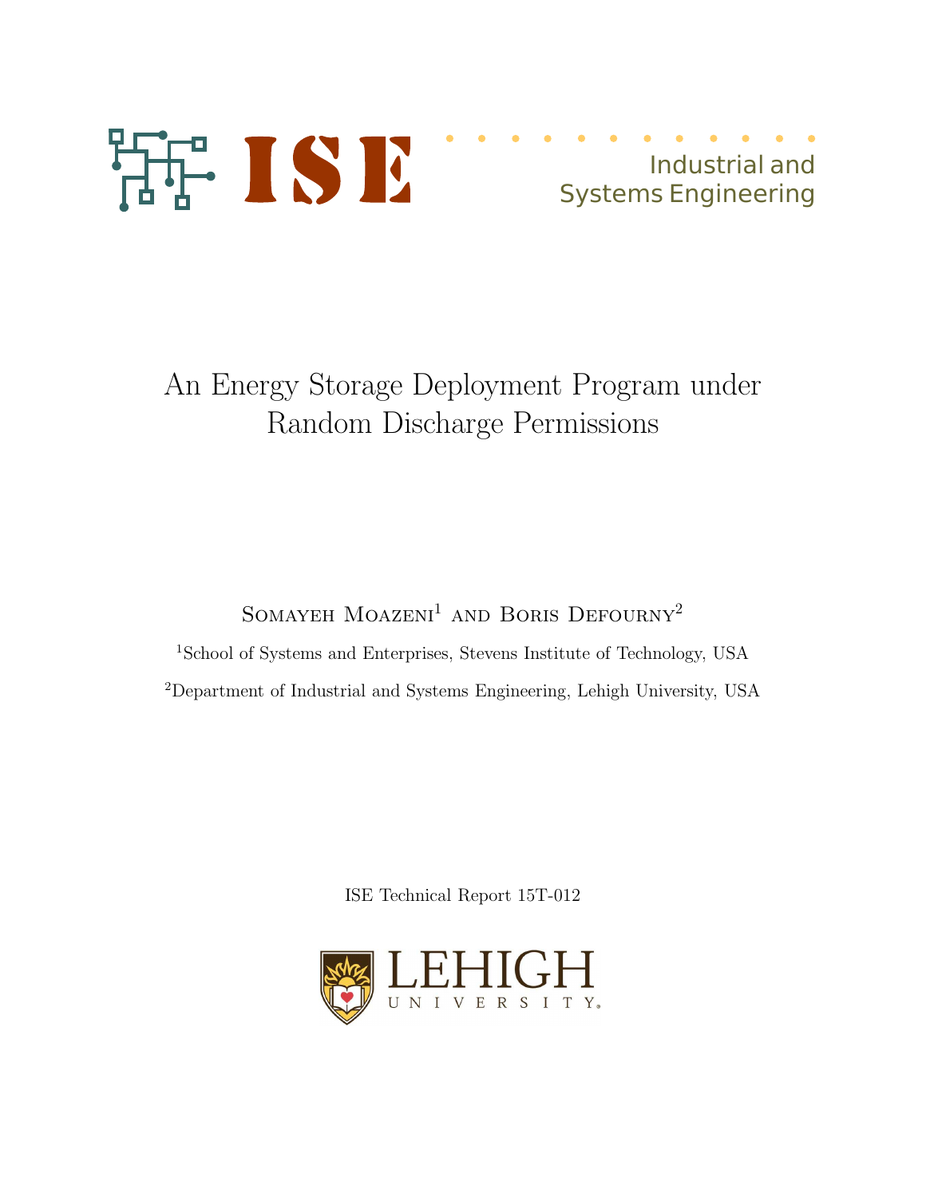ISE

Industrial and Systems Engineering

# An Energy Storage Deployment Program under Random Discharge Permissions

Somayeh Moazeni[1] and Boris Defourny[2]

[1]School of Systems and Enterprises, Stevens Institute of Technology, USA

[2]Department of Industrial and Systems Engineering, Lehigh University, USA

ISE Technical Report 15T-012

LEHIGH UNIVERSITY.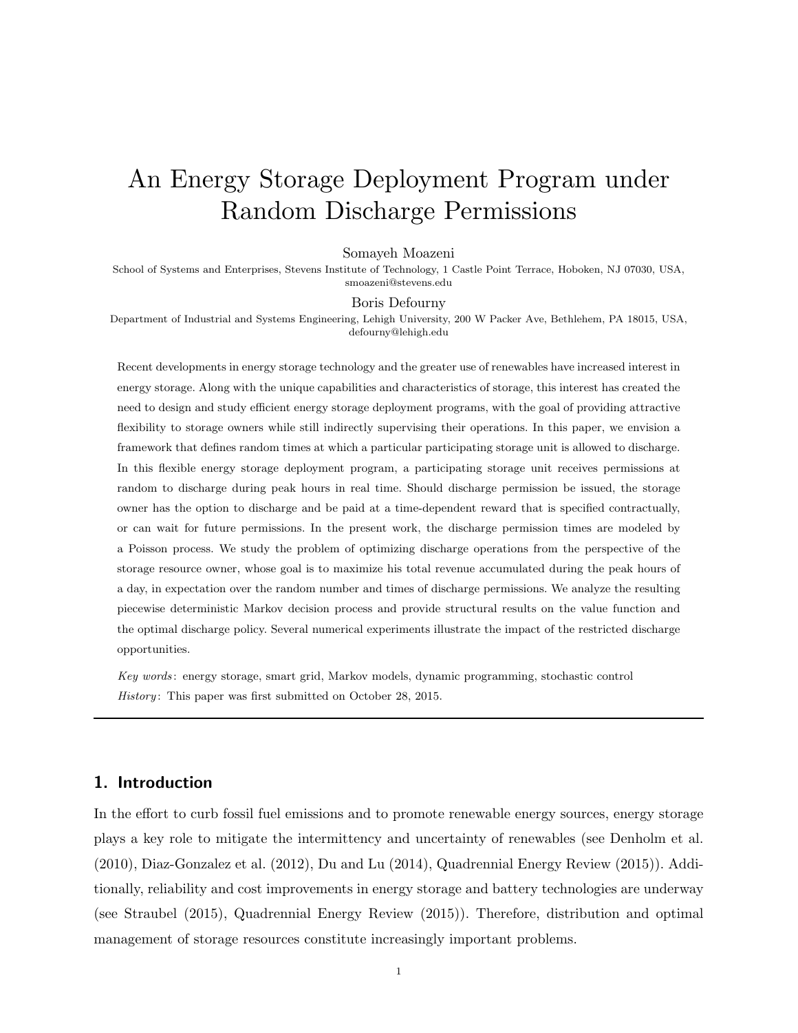# An Energy Storage Deployment Program under Random Discharge Permissions

Somayeh Moazeni

School of Systems and Enterprises, Stevens Institute of Technology, 1 Castle Point Terrace, Hoboken, NJ 07030, USA, smoazeni@stevens.edu

Boris Defourny

Department of Industrial and Systems Engineering, Lehigh University, 200 W Packer Ave, Bethlehem, PA 18015, USA, defourny@lehigh.edu

Recent developments in energy storage technology and the greater use of renewables have increased interest in energy storage. Along with the unique capabilities and characteristics of storage, this interest has created the need to design and study efficient energy storage deployment programs, with the goal of providing attractive flexibility to storage owners while still indirectly supervising their operations. In this paper, we envision a framework that defines random times at which a particular participating storage unit is allowed to discharge. In this flexible energy storage deployment program, a participating storage unit receives permissions at random to discharge during peak hours in real time. Should discharge permission be issued, the storage owner has the option to discharge and be paid at a time-dependent reward that is specified contractually, or can wait for future permissions. In the present work, the discharge permission times are modeled by a Poisson process. We study the problem of optimizing discharge operations from the perspective of the storage resource owner, whose goal is to maximize his total revenue accumulated during the peak hours of a day, in expectation over the random number and times of discharge permissions. We analyze the resulting piecewise deterministic Markov decision process and provide structural results on the value function and the optimal discharge policy. Several numerical experiments illustrate the impact of the restricted discharge opportunities.

*Key words*: energy storage, smart grid, Markov models, dynamic programming, stochastic control

*History*: This paper was first submitted on October 28, 2015.

## 1. Introduction

In the effort to curb fossil fuel emissions and to promote renewable energy sources, energy storage plays a key role to mitigate the intermittency and uncertainty of renewables (see Denholm et al. (2010), Diaz-Gonzalez et al. (2012), Du and Lu (2014), Quadrennial Energy Review (2015)). Additionally, reliability and cost improvements in energy storage and battery technologies are underway (see Straubel (2015), Quadrennial Energy Review (2015)). Therefore, distribution and optimal management of storage resources constitute increasingly important problems.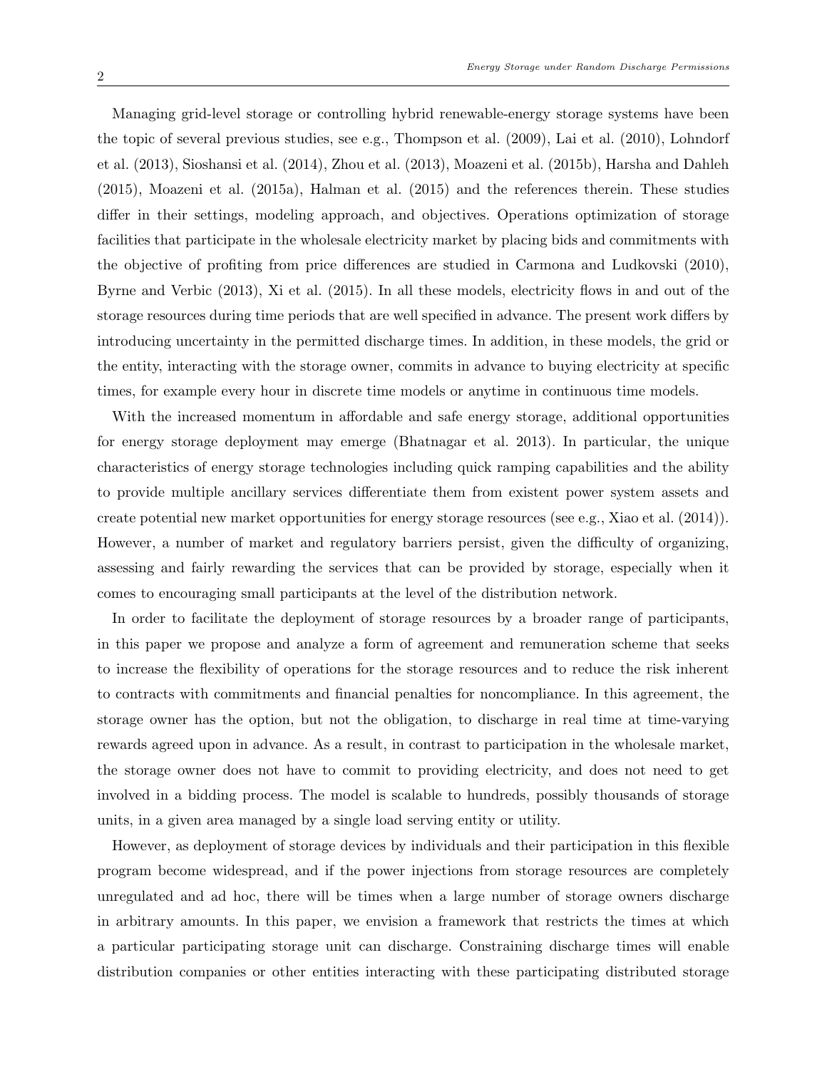Managing grid-level storage or controlling hybrid renewable-energy storage systems have been the topic of several previous studies, see e.g., Thompson et al. (2009), Lai et al. (2010), Lohndorf et al. (2013), Sioshansi et al. (2014), Zhou et al. (2013), Moazeni et al. (2015b), Harsha and Dahleh (2015), Moazeni et al. (2015a), Halman et al. (2015) and the references therein. These studies differ in their settings, modeling approach, and objectives. Operations optimization of storage facilities that participate in the wholesale electricity market by placing bids and commitments with the objective of profiting from price differences are studied in Carmona and Ludkovski (2010), Byrne and Verbic (2013), Xi et al. (2015). In all these models, electricity flows in and out of the storage resources during time periods that are well specified in advance. The present work differs by introducing uncertainty in the permitted discharge times. In addition, in these models, the grid or the entity, interacting with the storage owner, commits in advance to buying electricity at specific times, for example every hour in discrete time models or anytime in continuous time models.

With the increased momentum in affordable and safe energy storage, additional opportunities for energy storage deployment may emerge (Bhatnagar et al. 2013). In particular, the unique characteristics of energy storage technologies including quick ramping capabilities and the ability to provide multiple ancillary services differentiate them from existent power system assets and create potential new market opportunities for energy storage resources (see e.g., Xiao et al. (2014)). However, a number of market and regulatory barriers persist, given the difficulty of organizing, assessing and fairly rewarding the services that can be provided by storage, especially when it comes to encouraging small participants at the level of the distribution network.

In order to facilitate the deployment of storage resources by a broader range of participants, in this paper we propose and analyze a form of agreement and remuneration scheme that seeks to increase the flexibility of operations for the storage resources and to reduce the risk inherent to contracts with commitments and financial penalties for noncompliance. In this agreement, the storage owner has the option, but not the obligation, to discharge in real time at time-varying rewards agreed upon in advance. As a result, in contrast to participation in the wholesale market, the storage owner does not have to commit to providing electricity, and does not need to get involved in a bidding process. The model is scalable to hundreds, possibly thousands of storage units, in a given area managed by a single load serving entity or utility.

However, as deployment of storage devices by individuals and their participation in this flexible program become widespread, and if the power injections from storage resources are completely unregulated and ad hoc, there will be times when a large number of storage owners discharge in arbitrary amounts. In this paper, we envision a framework that restricts the times at which a particular participating storage unit can discharge. Constraining discharge times will enable distribution companies or other entities interacting with these participating distributed storage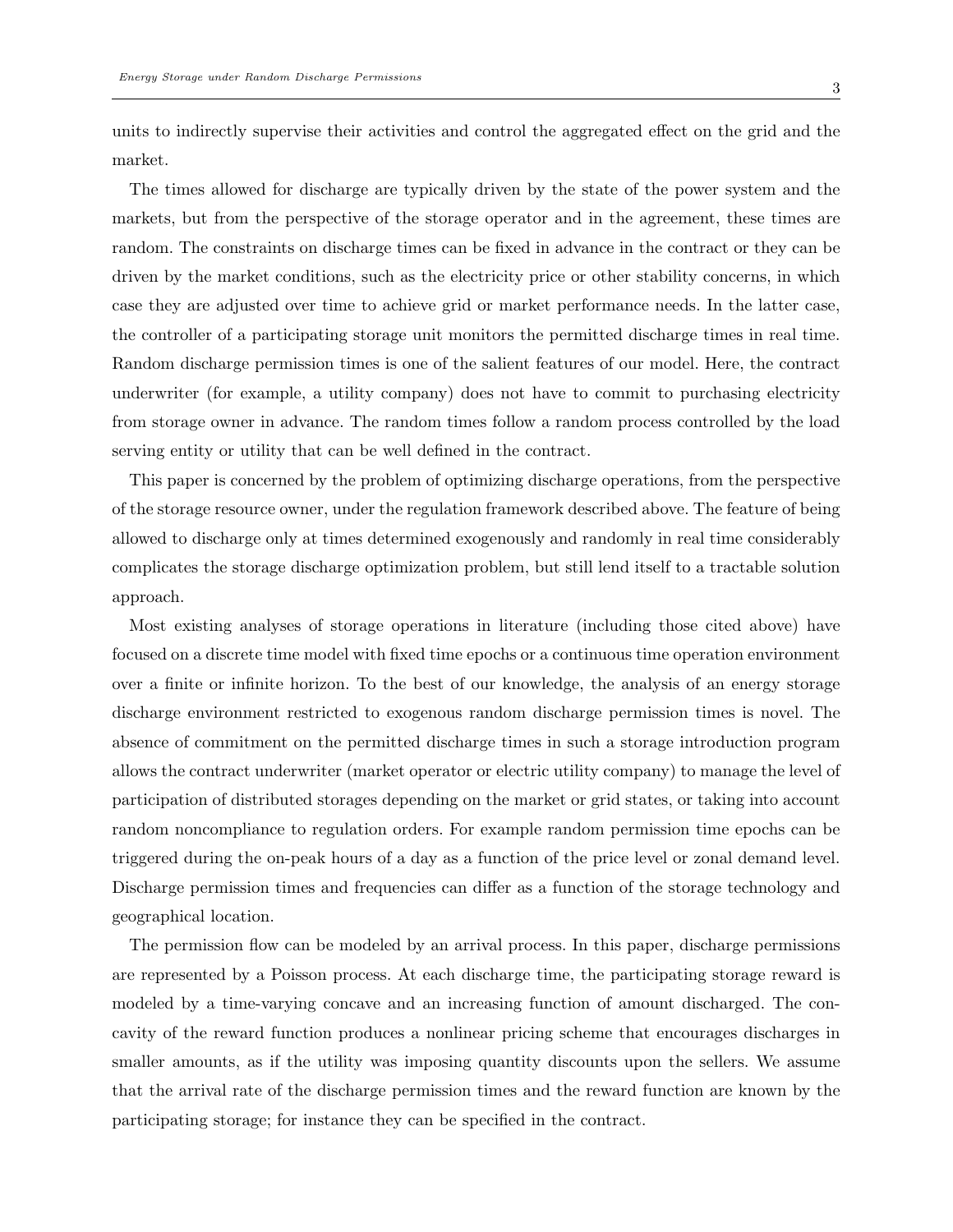units to indirectly supervise their activities and control the aggregated effect on the grid and the market.

The times allowed for discharge are typically driven by the state of the power system and the markets, but from the perspective of the storage operator and in the agreement, these times are random. The constraints on discharge times can be fixed in advance in the contract or they can be driven by the market conditions, such as the electricity price or other stability concerns, in which case they are adjusted over time to achieve grid or market performance needs. In the latter case, the controller of a participating storage unit monitors the permitted discharge times in real time. Random discharge permission times is one of the salient features of our model. Here, the contract underwriter (for example, a utility company) does not have to commit to purchasing electricity from storage owner in advance. The random times follow a random process controlled by the load serving entity or utility that can be well defined in the contract.

This paper is concerned by the problem of optimizing discharge operations, from the perspective of the storage resource owner, under the regulation framework described above. The feature of being allowed to discharge only at times determined exogenously and randomly in real time considerably complicates the storage discharge optimization problem, but still lend itself to a tractable solution approach.

Most existing analyses of storage operations in literature (including those cited above) have focused on a discrete time model with fixed time epochs or a continuous time operation environment over a finite or infinite horizon. To the best of our knowledge, the analysis of an energy storage discharge environment restricted to exogenous random discharge permission times is novel. The absence of commitment on the permitted discharge times in such a storage introduction program allows the contract underwriter (market operator or electric utility company) to manage the level of participation of distributed storages depending on the market or grid states, or taking into account random noncompliance to regulation orders. For example random permission time epochs can be triggered during the on-peak hours of a day as a function of the price level or zonal demand level. Discharge permission times and frequencies can differ as a function of the storage technology and geographical location.

The permission flow can be modeled by an arrival process. In this paper, discharge permissions are represented by a Poisson process. At each discharge time, the participating storage reward is modeled by a time-varying concave and an increasing function of amount discharged. The concavity of the reward function produces a nonlinear pricing scheme that encourages discharges in smaller amounts, as if the utility was imposing quantity discounts upon the sellers. We assume that the arrival rate of the discharge permission times and the reward function are known by the participating storage; for instance they can be specified in the contract.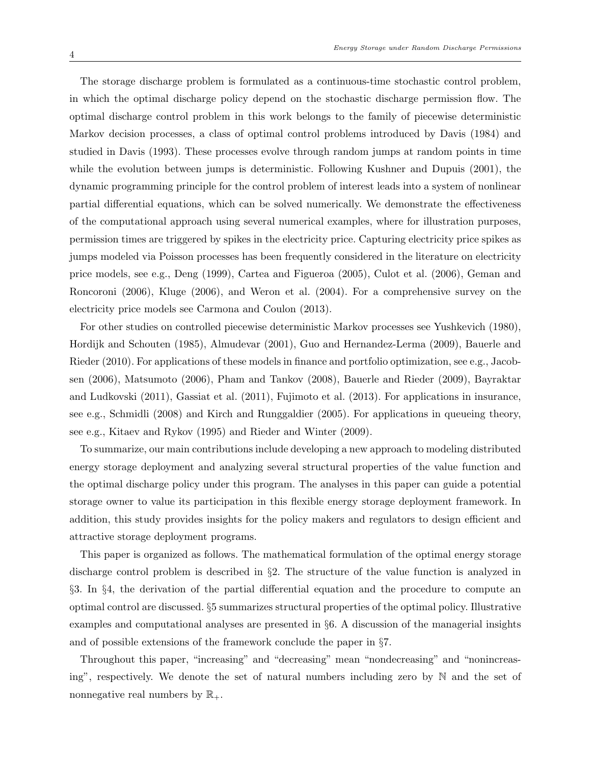The storage discharge problem is formulated as a continuous-time stochastic control problem, in which the optimal discharge policy depend on the stochastic discharge permission flow. The optimal discharge control problem in this work belongs to the family of piecewise deterministic Markov decision processes, a class of optimal control problems introduced by Davis (1984) and studied in Davis (1993). These processes evolve through random jumps at random points in time while the evolution between jumps is deterministic. Following Kushner and Dupuis (2001), the dynamic programming principle for the control problem of interest leads into a system of nonlinear partial differential equations, which can be solved numerically. We demonstrate the effectiveness of the computational approach using several numerical examples, where for illustration purposes, permission times are triggered by spikes in the electricity price. Capturing electricity price spikes as jumps modeled via Poisson processes has been frequently considered in the literature on electricity price models, see e.g., Deng (1999), Cartea and Figueroa (2005), Culot et al. (2006), Geman and Roncoroni (2006), Kluge (2006), and Weron et al. (2004). For a comprehensive survey on the electricity price models see Carmona and Coulon (2013).

For other studies on controlled piecewise deterministic Markov processes see Yushkevich (1980), Hordijk and Schouten (1985), Almudevar (2001), Guo and Hernandez-Lerma (2009), Bauerle and Rieder (2010). For applications of these models in finance and portfolio optimization, see e.g., Jacobsen (2006), Matsumoto (2006), Pham and Tankov (2008), Bauerle and Rieder (2009), Bayraktar and Ludkovski (2011), Gassiat et al. (2011), Fujimoto et al. (2013). For applications in insurance, see e.g., Schmidli (2008) and Kirch and Runggaldier (2005). For applications in queueing theory, see e.g., Kitaev and Rykov (1995) and Rieder and Winter (2009).

To summarize, our main contributions include developing a new approach to modeling distributed energy storage deployment and analyzing several structural properties of the value function and the optimal discharge policy under this program. The analyses in this paper can guide a potential storage owner to value its participation in this flexible energy storage deployment framework. In addition, this study provides insights for the policy makers and regulators to design efficient and attractive storage deployment programs.

This paper is organized as follows. The mathematical formulation of the optimal energy storage discharge control problem is described in §2. The structure of the value function is analyzed in §3. In §4, the derivation of the partial differential equation and the procedure to compute an optimal control are discussed. §5 summarizes structural properties of the optimal policy. Illustrative examples and computational analyses are presented in §6. A discussion of the managerial insights and of possible extensions of the framework conclude the paper in §7.

Throughout this paper, "increasing" and "decreasing" mean "nondecreasing" and "nonincreasing", respectively. We denote the set of natural numbers including zero by $\mathbb{N}$ and the set of nonnegative real numbers by $\mathbb{R}_+$.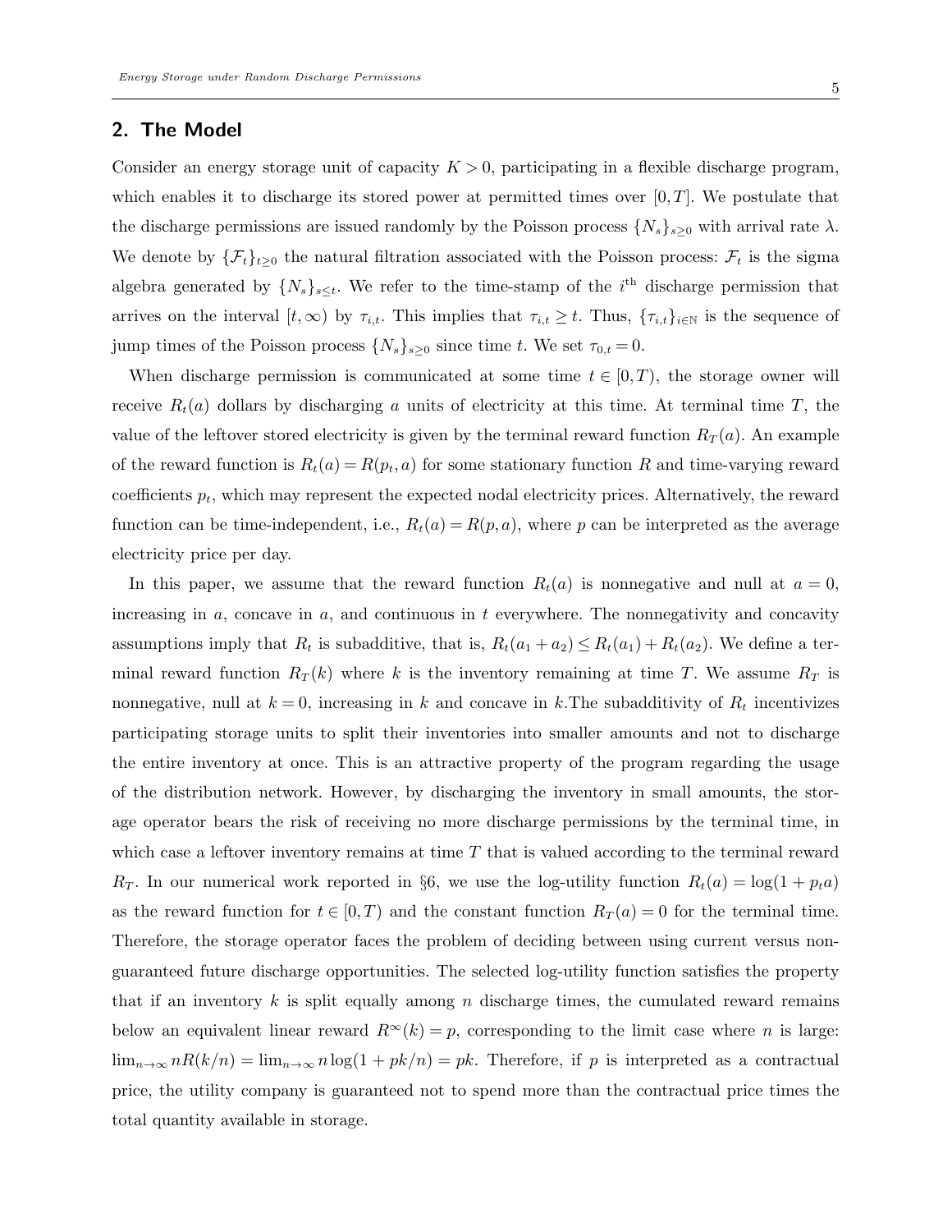## 2. The Model

Consider an energy storage unit of capacity $K > 0$, participating in a flexible discharge program, which enables it to discharge its stored power at permitted times over $[0, T]$. We postulate that the discharge permissions are issued randomly by the Poisson process $\{N_s\}_{s \geq 0}$ with arrival rate $\lambda$. We denote by $\{\mathcal{F}_t\}_{t \geq 0}$ the natural filtration associated with the Poisson process: $\mathcal{F}_t$ is the sigma algebra generated by $\{N_s\}_{s \leq t}$. We refer to the time-stamp of the $i^{\text{th}}$ discharge permission that arrives on the interval $[t, \infty)$ by $\tau_{i,t}$. This implies that $\tau_{i,t} \geq t$. Thus, $\{\tau_{i,t}\}_{i \in \mathbb{N}}$ is the sequence of jump times of the Poisson process $\{N_s\}_{s \geq 0}$ since time $t$. We set $\tau_{0,t} = 0$.

When discharge permission is communicated at some time $t \in [0, T)$, the storage owner will receive $R_t(a)$ dollars by discharging $a$ units of electricity at this time. At terminal time $T$, the value of the leftover stored electricity is given by the terminal reward function $R_T(a)$. An example of the reward function is $R_t(a) = R(p_t, a)$ for some stationary function $R$ and time-varying reward coefficients $p_t$, which may represent the expected nodal electricity prices. Alternatively, the reward function can be time-independent, i.e., $R_t(a) = R(p, a)$, where $p$ can be interpreted as the average electricity price per day.

In this paper, we assume that the reward function $R_t(a)$ is nonnegative and null at $a = 0$, increasing in $a$, concave in $a$, and continuous in $t$ everywhere. The nonnegativity and concavity assumptions imply that $R_t$ is subadditive, that is, $R_t(a_1 + a_2) \leq R_t(a_1) + R_t(a_2)$. We define a terminal reward function $R_T(k)$ where $k$ is the inventory remaining at time $T$. We assume $R_T$ is nonnegative, null at $k = 0$, increasing in $k$ and concave in $k$.The subadditivity of $R_t$ incentivizes participating storage units to split their inventories into smaller amounts and not to discharge the entire inventory at once. This is an attractive property of the program regarding the usage of the distribution network. However, by discharging the inventory in small amounts, the storage operator bears the risk of receiving no more discharge permissions by the terminal time, in which case a leftover inventory remains at time $T$ that is valued according to the terminal reward $R_T$. In our numerical work reported in §6, we use the log-utility function $R_t(a) = \log(1 + p_t a)$ as the reward function for $t \in [0, T)$ and the constant function $R_T(a) = 0$ for the terminal time. Therefore, the storage operator faces the problem of deciding between using current versus non-guaranteed future discharge opportunities. The selected log-utility function satisfies the property that if an inventory $k$ is split equally among $n$ discharge times, the cumulated reward remains below an equivalent linear reward $R^{\infty}(k) = p$, corresponding to the limit case where $n$ is large: $\lim_{n \to \infty} nR(k/n) = \lim_{n \to \infty} n \log(1 + pk/n) = pk$. Therefore, if $p$ is interpreted as a contractual price, the utility company is guaranteed not to spend more than the contractual price times the total quantity available in storage.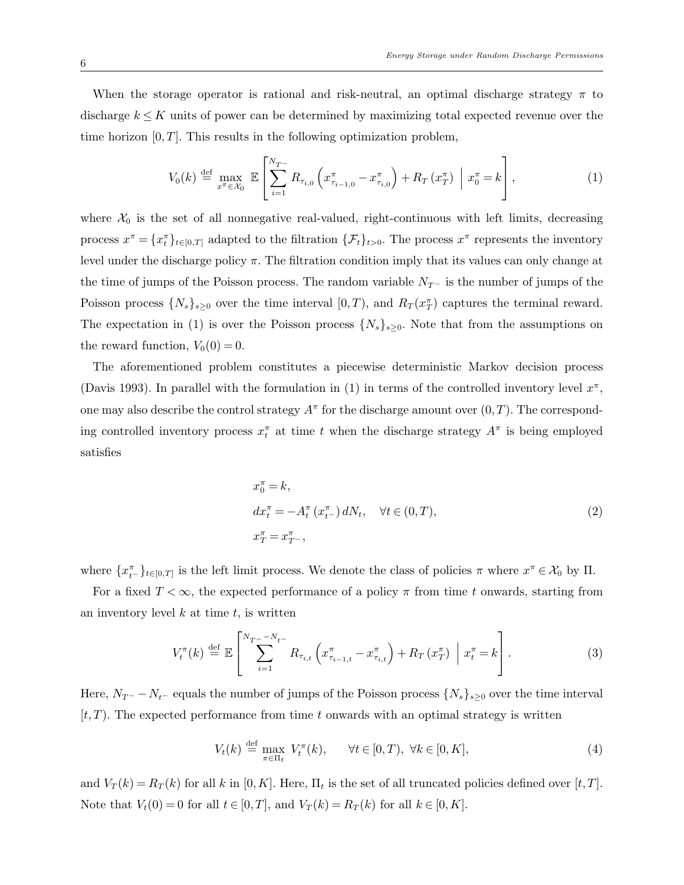When the storage operator is rational and risk-neutral, an optimal discharge strategy $\pi$ to discharge $k \le K$ units of power can be determined by maximizing total expected revenue over the time horizon $[0,T]$. This results in the following optimization problem,

$$V_0(k) \stackrel{\text{def}}{=} \max_{x^\pi \in \mathcal{X}_0} \; \mathbb{E}\left[\sum_{i=1}^{N_{T^-}} R_{\tau_{i,0}}\left(x^\pi_{\tau_{i-1,0}} - x^\pi_{\tau_{i,0}}\right) + R_T\left(x^\pi_T\right) \;\middle|\; x^\pi_0 = k\right], \tag{1}$$

where $\mathcal{X}_0$ is the set of all nonnegative real-valued, right-continuous with left limits, decreasing process $x^\pi = \{x^\pi_t\}_{t\in[0,T]}$ adapted to the filtration $\{\mathcal{F}_t\}_{t>0}$. The process $x^\pi$ represents the inventory level under the discharge policy $\pi$. The filtration condition imply that its values can only change at the time of jumps of the Poisson process. The random variable $N_{T^-}$ is the number of jumps of the Poisson process $\{N_s\}_{s\ge 0}$ over the time interval $[0,T)$, and $R_T(x^\pi_T)$ captures the terminal reward. The expectation in (1) is over the Poisson process $\{N_s\}_{s\ge 0}$. Note that from the assumptions on the reward function, $V_0(0) = 0$.

The aforementioned problem constitutes a piecewise deterministic Markov decision process (Davis 1993). In parallel with the formulation in (1) in terms of the controlled inventory level $x^\pi$, one may also describe the control strategy $A^\pi$ for the discharge amount over $(0,T)$. The corresponding controlled inventory process $x^\pi_t$ at time $t$ when the discharge strategy $A^\pi$ is being employed satisfies

$$\begin{aligned} &x^\pi_0 = k, \\ &dx^\pi_t = -A^\pi_t\left(x^\pi_{t^-}\right) dN_t, \quad \forall t \in (0,T), \\ &x^\pi_T = x^\pi_{T^-}, \end{aligned} \tag{2}$$

where $\{x^\pi_{t^-}\}_{t\in[0,T]}$ is the left limit process. We denote the class of policies $\pi$ where $x^\pi \in \mathcal{X}_0$ by $\Pi$.

For a fixed $T < \infty$, the expected performance of a policy $\pi$ from time $t$ onwards, starting from an inventory level $k$ at time $t$, is written

$$V^\pi_t(k) \stackrel{\text{def}}{=} \mathbb{E}\left[\sum_{i=1}^{N_{T^-}-N_{t^-}} R_{\tau_{i,t}}\left(x^\pi_{\tau_{i-1,t}} - x^\pi_{\tau_{i,t}}\right) + R_T\left(x^\pi_T\right) \;\middle|\; x^\pi_t = k\right]. \tag{3}$$

Here, $N_{T^-} - N_{t^-}$ equals the number of jumps of the Poisson process $\{N_s\}_{s\ge 0}$ over the time interval $[t,T)$. The expected performance from time $t$ onwards with an optimal strategy is written

$$V_t(k) \stackrel{\text{def}}{=} \max_{\pi \in \Pi_t} \; V^\pi_t(k), \qquad \forall t \in [0,T), \; \forall k \in [0,K], \tag{4}$$

and $V_T(k) = R_T(k)$ for all $k$ in $[0,K]$. Here, $\Pi_t$ is the set of all truncated policies defined over $[t,T]$. Note that $V_t(0) = 0$ for all $t \in [0,T]$, and $V_T(k) = R_T(k)$ for all $k \in [0,K]$.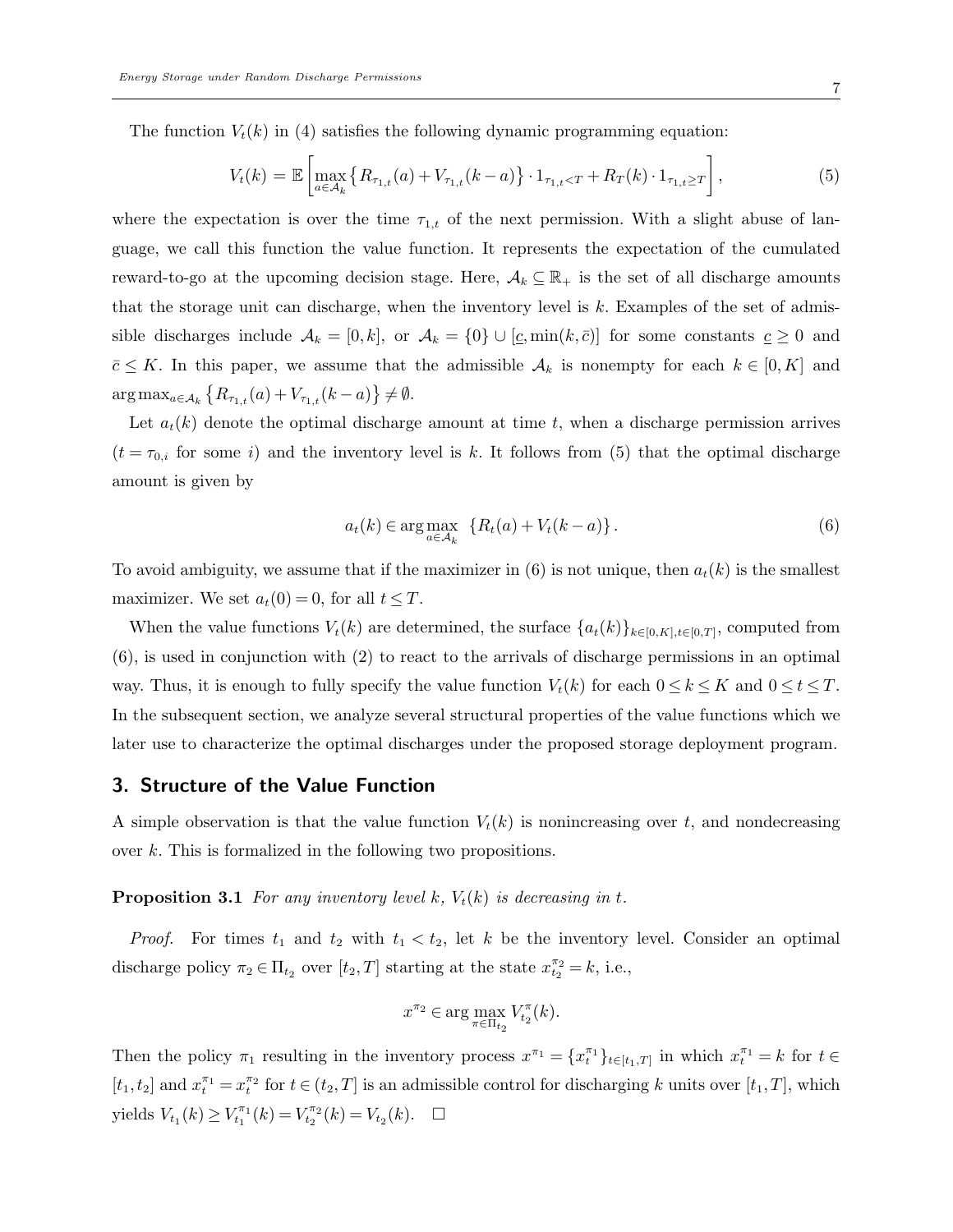The function $V_t(k)$ in (4) satisfies the following dynamic programming equation:

$$V_t(k) = \mathbb{E}\left[\max_{a\in\mathcal{A}_k}\left\{R_{\tau_{1,t}}(a) + V_{\tau_{1,t}}(k-a)\right\}\cdot 1_{\tau_{1,t}<T} + R_T(k)\cdot 1_{\tau_{1,t}\geq T}\right], \tag{5}$$

where the expectation is over the time $\tau_{1,t}$ of the next permission. With a slight abuse of language, we call this function the value function. It represents the expectation of the cumulated reward-to-go at the upcoming decision stage. Here, $\mathcal{A}_k \subseteq \mathbb{R}_+$ is the set of all discharge amounts that the storage unit can discharge, when the inventory level is $k$. Examples of the set of admissible discharges include $\mathcal{A}_k = [0,k]$, or $\mathcal{A}_k = \{0\}\cup[\underline{c},\min(k,\bar{c})]$ for some constants $\underline{c}\geq 0$ and $\bar{c}\leq K$. In this paper, we assume that the admissible $\mathcal{A}_k$ is nonempty for each $k\in[0,K]$ and $\arg\max_{a\in\mathcal{A}_k}\left\{R_{\tau_{1,t}}(a)+V_{\tau_{1,t}}(k-a)\right\}\neq\emptyset$.

Let $a_t(k)$ denote the optimal discharge amount at time $t$, when a discharge permission arrives ($t=\tau_{0,i}$ for some $i$) and the inventory level is $k$. It follows from (5) that the optimal discharge amount is given by

$$a_t(k) \in \arg\max_{a\in\mathcal{A}_k}\ \left\{R_t(a)+V_t(k-a)\right\}. \tag{6}$$

To avoid ambiguity, we assume that if the maximizer in (6) is not unique, then $a_t(k)$ is the smallest maximizer. We set $a_t(0)=0$, for all $t\leq T$.

When the value functions $V_t(k)$ are determined, the surface $\{a_t(k)\}_{k\in[0,K],t\in[0,T]}$, computed from (6), is used in conjunction with (2) to react to the arrivals of discharge permissions in an optimal way. Thus, it is enough to fully specify the value function $V_t(k)$ for each $0\leq k\leq K$ and $0\leq t\leq T$. In the subsequent section, we analyze several structural properties of the value functions which we later use to characterize the optimal discharges under the proposed storage deployment program.

## 3. Structure of the Value Function

A simple observation is that the value function $V_t(k)$ is nonincreasing over $t$, and nondecreasing over $k$. This is formalized in the following two propositions.

**Proposition 3.1** *For any inventory level $k$, $V_t(k)$ is decreasing in $t$.*

*Proof.* For times $t_1$ and $t_2$ with $t_1<t_2$, let $k$ be the inventory level. Consider an optimal discharge policy $\pi_2\in\Pi_{t_2}$ over $[t_2,T]$ starting at the state $x^{\pi_2}_{t_2}=k$, i.e.,

$$x^{\pi_2}\in\arg\max_{\pi\in\Pi_{t_2}} V^{\pi}_{t_2}(k).$$

Then the policy $\pi_1$ resulting in the inventory process $x^{\pi_1}=\{x^{\pi_1}_t\}_{t\in[t_1,T]}$ in which $x^{\pi_1}_t=k$ for $t\in[t_1,t_2]$ and $x^{\pi_1}_t=x^{\pi_2}_t$ for $t\in(t_2,T]$ is an admissible control for discharging $k$ units over $[t_1,T]$, which yields $V_{t_1}(k)\geq V^{\pi_1}_{t_1}(k)=V^{\pi_2}_{t_2}(k)=V_{t_2}(k)$. $\square$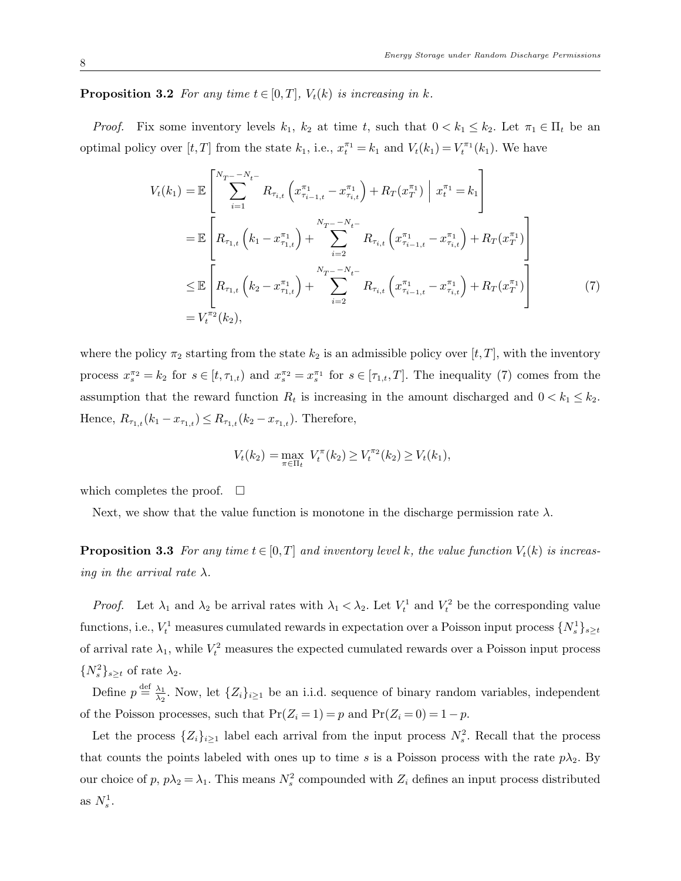**Proposition 3.2** *For any time $t \in [0,T]$, $V_t(k)$ is increasing in $k$.*

*Proof.* Fix some inventory levels $k_1$, $k_2$ at time $t$, such that $0 < k_1 \le k_2$. Let $\pi_1 \in \Pi_t$ be an optimal policy over $[t,T]$ from the state $k_1$, i.e., $x_t^{\pi_1} = k_1$ and $V_t(k_1) = V_t^{\pi_1}(k_1)$. We have

$$
\begin{aligned}
V_t(k_1) &= \mathbb{E}\left[\sum_{i=1}^{N_{T^-}-N_{t^-}} R_{\tau_{i,t}}\left(x^{\pi_1}_{\tau_{i-1,t}} - x^{\pi_1}_{\tau_{i,t}}\right) + R_T(x_T^{\pi_1}) \;\middle|\; x_t^{\pi_1} = k_1\right] \\
&= \mathbb{E}\left[R_{\tau_{1,t}}\left(k_1 - x^{\pi_1}_{\tau_{1,t}}\right) + \sum_{i=2}^{N_{T^-}-N_{t^-}} R_{\tau_{i,t}}\left(x^{\pi_1}_{\tau_{i-1,t}} - x^{\pi_1}_{\tau_{i,t}}\right) + R_T(x_T^{\pi_1})\right] \\
&\le \mathbb{E}\left[R_{\tau_{1,t}}\left(k_2 - x^{\pi_1}_{\tau_{1,t}}\right) + \sum_{i=2}^{N_{T^-}-N_{t^-}} R_{\tau_{i,t}}\left(x^{\pi_1}_{\tau_{i-1,t}} - x^{\pi_1}_{\tau_{i,t}}\right) + R_T(x_T^{\pi_1})\right] \qquad (7) \\
&= V_t^{\pi_2}(k_2),
\end{aligned}
$$

where the policy $\pi_2$ starting from the state $k_2$ is an admissible policy over $[t,T]$, with the inventory process $x_s^{\pi_2} = k_2$ for $s \in [t, \tau_{1,t})$ and $x_s^{\pi_2} = x_s^{\pi_1}$ for $s \in [\tau_{1,t}, T]$. The inequality (7) comes from the assumption that the reward function $R_t$ is increasing in the amount discharged and $0 < k_1 \le k_2$. Hence, $R_{\tau_{1,t}}(k_1 - x_{\tau_{1,t}}) \le R_{\tau_{1,t}}(k_2 - x_{\tau_{1,t}})$. Therefore,

$$
V_t(k_2) = \max_{\pi \in \Pi_t} V_t^{\pi}(k_2) \ge V_t^{\pi_2}(k_2) \ge V_t(k_1),
$$

which completes the proof. $\square$

Next, we show that the value function is monotone in the discharge permission rate $\lambda$.

**Proposition 3.3** *For any time $t \in [0,T]$ and inventory level $k$, the value function $V_t(k)$ is increasing in the arrival rate $\lambda$.*

*Proof.* Let $\lambda_1$ and $\lambda_2$ be arrival rates with $\lambda_1 < \lambda_2$. Let $V_t^1$ and $V_t^2$ be the corresponding value functions, i.e., $V_t^1$ measures cumulated rewards in expectation over a Poisson input process $\{N_s^1\}_{s \ge t}$ of arrival rate $\lambda_1$, while $V_t^2$ measures the expected cumulated rewards over a Poisson input process $\{N_s^2\}_{s \ge t}$ of rate $\lambda_2$.

Define $p \stackrel{\text{def}}{=} \frac{\lambda_1}{\lambda_2}$. Now, let $\{Z_i\}_{i \ge 1}$ be an i.i.d. sequence of binary random variables, independent of the Poisson processes, such that $\Pr(Z_i = 1) = p$ and $\Pr(Z_i = 0) = 1 - p$.

Let the process $\{Z_i\}_{i \ge 1}$ label each arrival from the input process $N_s^2$. Recall that the process that counts the points labeled with ones up to time $s$ is a Poisson process with the rate $p\lambda_2$. By our choice of $p$, $p\lambda_2 = \lambda_1$. This means $N_s^2$ compounded with $Z_i$ defines an input process distributed as $N_s^1$.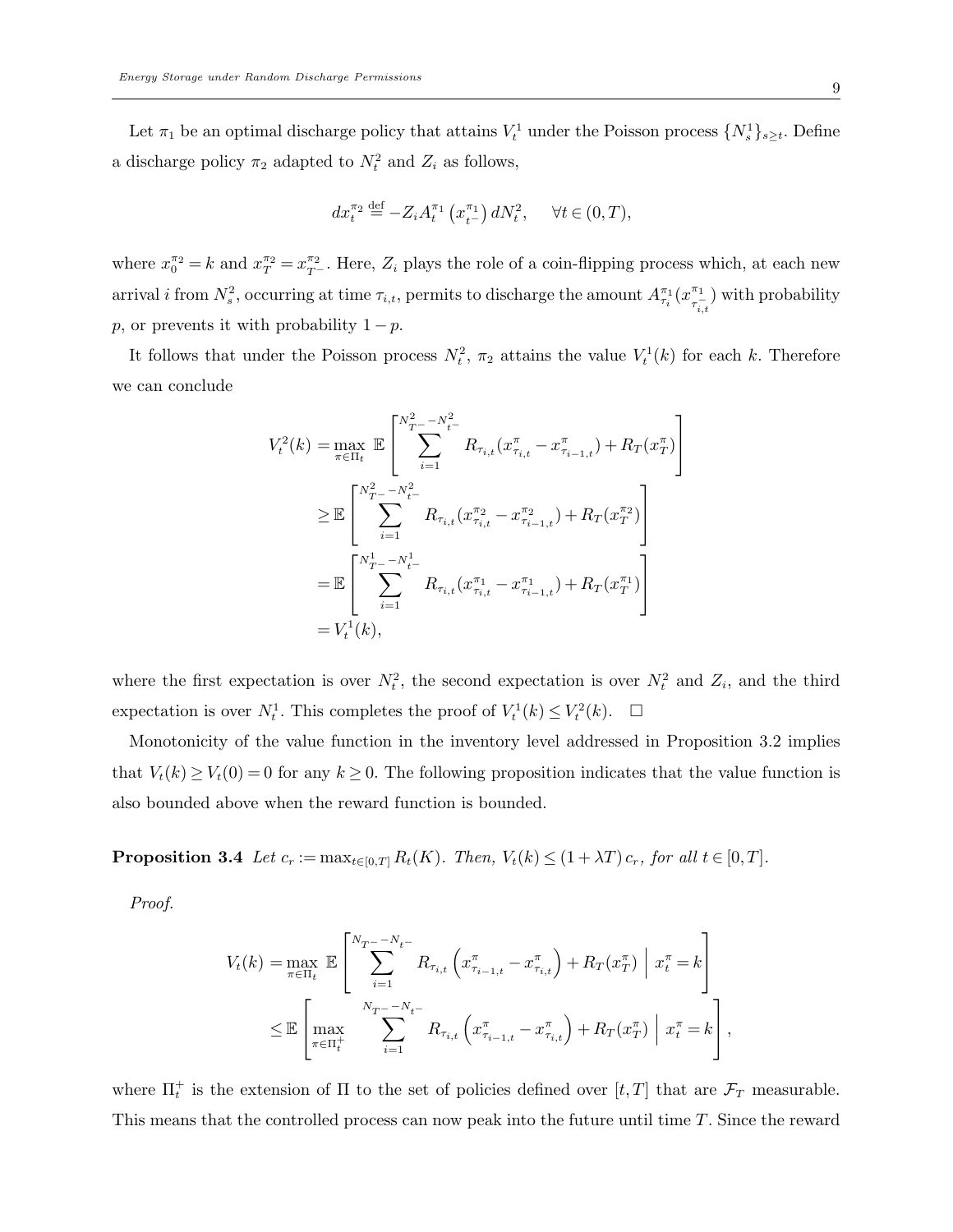Let $\pi_1$ be an optimal discharge policy that attains $V_t^1$ under the Poisson process $\{N_s^1\}_{s\geq t}$. Define a discharge policy $\pi_2$ adapted to $N_t^2$ and $Z_i$ as follows,

$$dx_t^{\pi_2} \stackrel{\text{def}}{=} -Z_i A_t^{\pi_1}\left(x_{t^-}^{\pi_1}\right) dN_t^2, \qquad \forall t \in (0,T),$$

where $x_0^{\pi_2} = k$ and $x_T^{\pi_2} = x_{T^-}^{\pi_2}$. Here, $Z_i$ plays the role of a coin-flipping process which, at each new arrival $i$ from $N_s^2$, occurring at time $\tau_{i,t}$, permits to discharge the amount $A_{\tau_i}^{\pi_1}(x_{\tau_{i,t}^-}^{\pi_1})$ with probability $p$, or prevents it with probability $1-p$.

It follows that under the Poisson process $N_t^2$, $\pi_2$ attains the value $V_t^1(k)$ for each $k$. Therefore we can conclude

$$\begin{aligned}
V_t^2(k) &= \max_{\pi\in\Pi_t} \mathbb{E}\left[\sum_{i=1}^{N_{T^-}^2 - N_{t^-}^2} R_{\tau_{i,t}}(x_{\tau_{i,t}}^\pi - x_{\tau_{i-1,t}}^\pi) + R_T(x_T^\pi)\right] \\
&\geq \mathbb{E}\left[\sum_{i=1}^{N_{T^-}^2 - N_{t^-}^2} R_{\tau_{i,t}}(x_{\tau_{i,t}}^{\pi_2} - x_{\tau_{i-1,t}}^{\pi_2}) + R_T(x_T^{\pi_2})\right] \\
&= \mathbb{E}\left[\sum_{i=1}^{N_{T^-}^1 - N_{t^-}^1} R_{\tau_{i,t}}(x_{\tau_{i,t}}^{\pi_1} - x_{\tau_{i-1,t}}^{\pi_1}) + R_T(x_T^{\pi_1})\right] \\
&= V_t^1(k),
\end{aligned}$$

where the first expectation is over $N_t^2$, the second expectation is over $N_t^2$ and $Z_i$, and the third expectation is over $N_t^1$. This completes the proof of $V_t^1(k) \leq V_t^2(k)$. $\square$

Monotonicity of the value function in the inventory level addressed in Proposition 3.2 implies that $V_t(k) \geq V_t(0) = 0$ for any $k \geq 0$. The following proposition indicates that the value function is also bounded above when the reward function is bounded.

**Proposition 3.4** *Let $c_r := \max_{t\in[0,T]} R_t(K)$. Then, $V_t(k) \leq (1+\lambda T)\, c_r$, for all $t \in [0,T]$.*

*Proof.*

$$\begin{aligned}
V_t(k) &= \max_{\pi\in\Pi_t} \mathbb{E}\left[\sum_{i=1}^{N_{T^-}-N_{t^-}} R_{\tau_{i,t}}\left(x_{\tau_{i-1,t}}^\pi - x_{\tau_{i,t}}^\pi\right) + R_T(x_T^\pi) \;\middle|\; x_t^\pi = k\right] \\
&\leq \mathbb{E}\left[\max_{\pi\in\Pi_t^+} \sum_{i=1}^{N_{T^-}-N_{t^-}} R_{\tau_{i,t}}\left(x_{\tau_{i-1,t}}^\pi - x_{\tau_{i,t}}^\pi\right) + R_T(x_T^\pi) \;\middle|\; x_t^\pi = k\right],
\end{aligned}$$

where $\Pi_t^+$ is the extension of $\Pi$ to the set of policies defined over $[t,T]$ that are $\mathcal{F}_T$ measurable. This means that the controlled process can now peak into the future until time $T$. Since the reward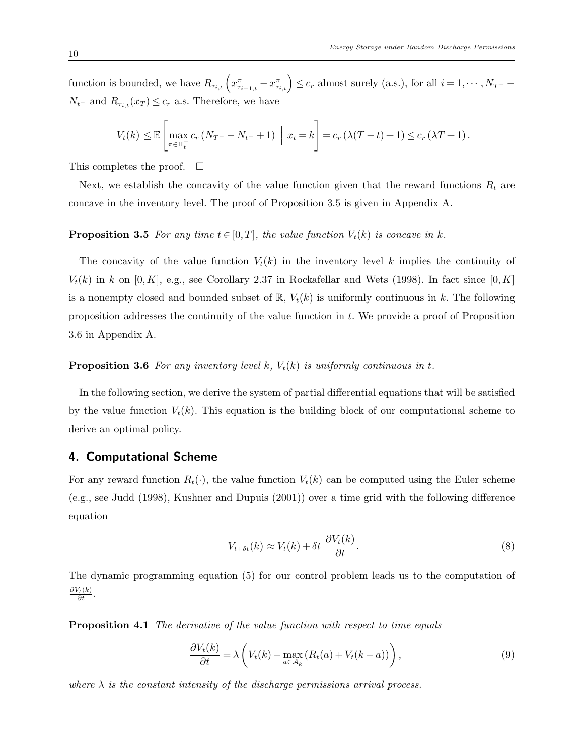function is bounded, we have $R_{\tau_{i,t}}\left(x^{\pi}_{\tau_{i-1,t}} - x^{\pi}_{\tau_{i,t}}\right) \leq c_r$ almost surely (a.s.), for all $i = 1, \cdots, N_{T^-} - N_{t^-}$ and $R_{\tau_{i,t}}(x_T) \leq c_r$ a.s. Therefore, we have

$$V_t(k) \leq \mathbb{E}\left[\max_{\pi \in \Pi_t^+} c_r\left(N_{T^-} - N_{t^-} + 1\right) \;\middle|\; x_t = k\right] = c_r\left(\lambda(T-t)+1\right) \leq c_r\left(\lambda T + 1\right).$$

This completes the proof. $\square$

Next, we establish the concavity of the value function given that the reward functions $R_t$ are concave in the inventory level. The proof of Proposition 3.5 is given in Appendix A.

**Proposition 3.5** *For any time $t \in [0,T]$, the value function $V_t(k)$ is concave in $k$.*

The concavity of the value function $V_t(k)$ in the inventory level $k$ implies the continuity of $V_t(k)$ in $k$ on $[0,K]$, e.g., see Corollary 2.37 in Rockafellar and Wets (1998). In fact since $[0,K]$ is a nonempty closed and bounded subset of $\mathbb{R}$, $V_t(k)$ is uniformly continuous in $k$. The following proposition addresses the continuity of the value function in $t$. We provide a proof of Proposition 3.6 in Appendix A.

**Proposition 3.6** *For any inventory level $k$, $V_t(k)$ is uniformly continuous in $t$.*

In the following section, we derive the system of partial differential equations that will be satisfied by the value function $V_t(k)$. This equation is the building block of our computational scheme to derive an optimal policy.

## 4. Computational Scheme

For any reward function $R_t(\cdot)$, the value function $V_t(k)$ can be computed using the Euler scheme (e.g., see Judd (1998), Kushner and Dupuis (2001)) over a time grid with the following difference equation

$$V_{t+\delta t}(k) \approx V_t(k) + \delta t \; \frac{\partial V_t(k)}{\partial t}. \tag{8}$$

The dynamic programming equation (5) for our control problem leads us to the computation of $\frac{\partial V_t(k)}{\partial t}$.

**Proposition 4.1** *The derivative of the value function with respect to time equals*

$$\frac{\partial V_t(k)}{\partial t} = \lambda\left(V_t(k) - \max_{a \in \mathcal{A}_k}\left(R_t(a) + V_t(k-a)\right)\right), \tag{9}$$

*where $\lambda$ is the constant intensity of the discharge permissions arrival process.*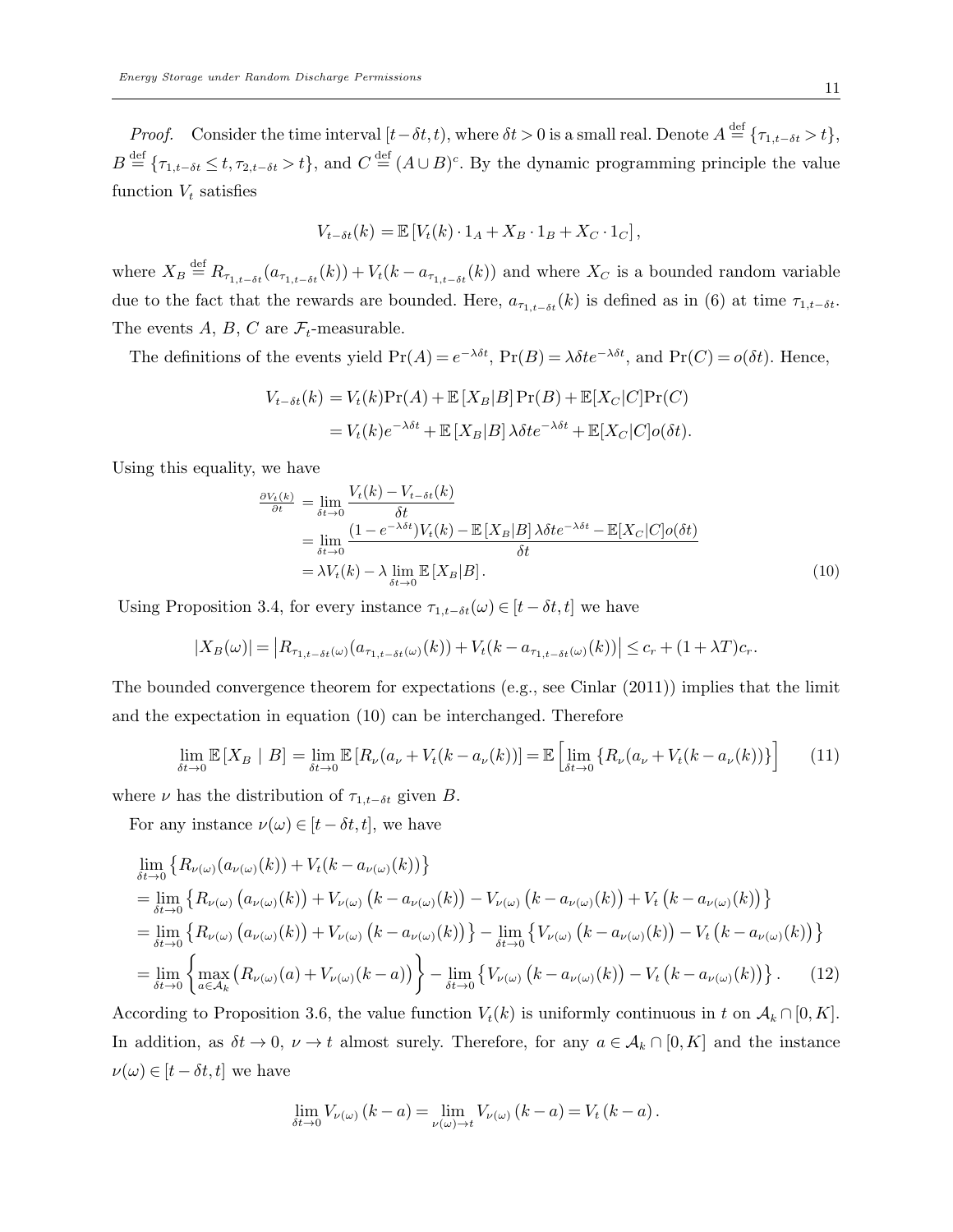*Proof.* Consider the time interval $[t-\delta t, t)$, where $\delta t > 0$ is a small real. Denote $A \stackrel{\text{def}}{=} \{\tau_{1,t-\delta t} > t\}$, $B \stackrel{\text{def}}{=} \{\tau_{1,t-\delta t} \leq t, \tau_{2,t-\delta t} > t\}$, and $C \stackrel{\text{def}}{=} (A \cup B)^c$. By the dynamic programming principle the value function $V_t$ satisfies

$$V_{t-\delta t}(k) = \mathbb{E}\left[V_t(k) \cdot 1_A + X_B \cdot 1_B + X_C \cdot 1_C\right],$$

where $X_B \stackrel{\text{def}}{=} R_{\tau_{1,t-\delta t}}(a_{\tau_{1,t-\delta t}}(k)) + V_t(k - a_{\tau_{1,t-\delta t}}(k))$ and where $X_C$ is a bounded random variable due to the fact that the rewards are bounded. Here, $a_{\tau_{1,t-\delta t}}(k)$ is defined as in (6) at time $\tau_{1,t-\delta t}$. The events $A$, $B$, $C$ are $\mathcal{F}_t$-measurable.

The definitions of the events yield $\Pr(A) = e^{-\lambda \delta t}$, $\Pr(B) = \lambda \delta t e^{-\lambda \delta t}$, and $\Pr(C) = o(\delta t)$. Hence,

$$\begin{aligned}
V_{t-\delta t}(k) &= V_t(k)\Pr(A) + \mathbb{E}\left[X_B | B\right]\Pr(B) + \mathbb{E}[X_C|C]\Pr(C) \\
&= V_t(k)e^{-\lambda\delta t} + \mathbb{E}\left[X_B|B\right]\lambda\delta t e^{-\lambda\delta t} + \mathbb{E}[X_C|C]o(\delta t).
\end{aligned}$$

Using this equality, we have

$$\begin{aligned}
\tfrac{\partial V_t(k)}{\partial t} &= \lim_{\delta t \to 0} \frac{V_t(k) - V_{t-\delta t}(k)}{\delta t} \\
&= \lim_{\delta t \to 0} \frac{(1 - e^{-\lambda\delta t})V_t(k) - \mathbb{E}\left[X_B|B\right]\lambda\delta t e^{-\lambda\delta t} - \mathbb{E}[X_C|C]o(\delta t)}{\delta t} \\
&= \lambda V_t(k) - \lambda \lim_{\delta t \to 0} \mathbb{E}\left[X_B|B\right].
\end{aligned} \tag{10}$$

Using Proposition 3.4, for every instance $\tau_{1,t-\delta t}(\omega) \in [t - \delta t, t]$ we have

$$|X_B(\omega)| = \left|R_{\tau_{1,t-\delta t}(\omega)}(a_{\tau_{1,t-\delta t}(\omega)}(k)) + V_t(k - a_{\tau_{1,t-\delta t}(\omega)}(k))\right| \leq c_r + (1 + \lambda T)c_r.$$

The bounded convergence theorem for expectations (e.g., see Cinlar (2011)) implies that the limit and the expectation in equation (10) can be interchanged. Therefore

$$\lim_{\delta t \to 0} \mathbb{E}\left[X_B \mid B\right] = \lim_{\delta t \to 0} \mathbb{E}\left[R_\nu(a_\nu + V_t(k - a_\nu(k))\right] = \mathbb{E}\left[\lim_{\delta t \to 0}\left\{R_\nu(a_\nu + V_t(k - a_\nu(k))\right\}\right] \tag{11}$$

where $\nu$ has the distribution of $\tau_{1,t-\delta t}$ given $B$.

For any instance $\nu(\omega) \in [t - \delta t, t]$, we have

$$\begin{aligned}
&\lim_{\delta t \to 0}\left\{R_{\nu(\omega)}(a_{\nu(\omega)}(k)) + V_t(k - a_{\nu(\omega)}(k))\right\} \\
&= \lim_{\delta t \to 0}\left\{R_{\nu(\omega)}\left(a_{\nu(\omega)}(k)\right) + V_{\nu(\omega)}\left(k - a_{\nu(\omega)}(k)\right) - V_{\nu(\omega)}\left(k - a_{\nu(\omega)}(k)\right) + V_t\left(k - a_{\nu(\omega)}(k)\right)\right\} \\
&= \lim_{\delta t \to 0}\left\{R_{\nu(\omega)}\left(a_{\nu(\omega)}(k)\right) + V_{\nu(\omega)}\left(k - a_{\nu(\omega)}(k)\right)\right\} - \lim_{\delta t \to 0}\left\{V_{\nu(\omega)}\left(k - a_{\nu(\omega)}(k)\right) - V_t\left(k - a_{\nu(\omega)}(k)\right)\right\} \\
&= \lim_{\delta t \to 0}\left\{\max_{a \in \mathcal{A}_k}\left(R_{\nu(\omega)}(a) + V_{\nu(\omega)}(k - a)\right)\right\} - \lim_{\delta t \to 0}\left\{V_{\nu(\omega)}\left(k - a_{\nu(\omega)}(k)\right) - V_t\left(k - a_{\nu(\omega)}(k)\right)\right\}.
\end{aligned} \tag{12}$$

According to Proposition 3.6, the value function $V_t(k)$ is uniformly continuous in $t$ on $\mathcal{A}_k \cap [0, K]$. In addition, as $\delta t \to 0$, $\nu \to t$ almost surely. Therefore, for any $a \in \mathcal{A}_k \cap [0, K]$ and the instance $\nu(\omega) \in [t - \delta t, t]$ we have

$$\lim_{\delta t \to 0} V_{\nu(\omega)}\left(k - a\right) = \lim_{\nu(\omega) \to t} V_{\nu(\omega)}\left(k - a\right) = V_t\left(k - a\right).$$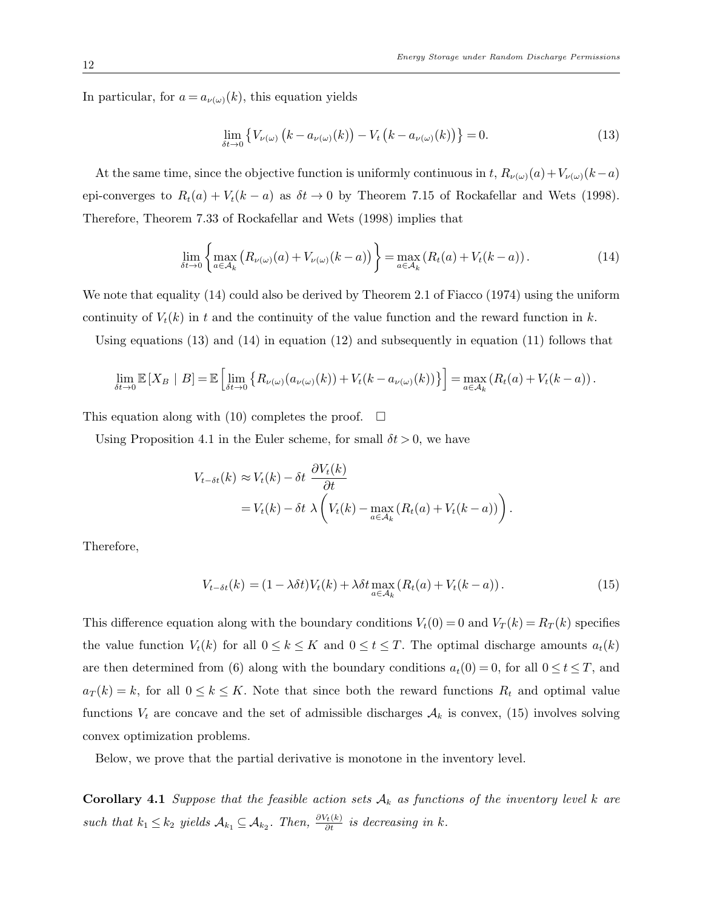In particular, for $a = a_{\nu(\omega)}(k)$, this equation yields

$$\lim_{\delta t \to 0} \left\{ V_{\nu(\omega)} \left(k - a_{\nu(\omega)}(k)\right) - V_t \left(k - a_{\nu(\omega)}(k)\right) \right\} = 0. \tag{13}$$

At the same time, since the objective function is uniformly continuous in $t$, $R_{\nu(\omega)}(a) + V_{\nu(\omega)}(k-a)$ epi-converges to $R_t(a) + V_t(k-a)$ as $\delta t \to 0$ by Theorem 7.15 of Rockafellar and Wets (1998). Therefore, Theorem 7.33 of Rockafellar and Wets (1998) implies that

$$\lim_{\delta t \to 0} \left\{ \max_{a \in \mathcal{A}_k} \left( R_{\nu(\omega)}(a) + V_{\nu(\omega)}(k-a) \right) \right\} = \max_{a \in \mathcal{A}_k} \left( R_t(a) + V_t(k-a) \right). \tag{14}$$

We note that equality (14) could also be derived by Theorem 2.1 of Fiacco (1974) using the uniform continuity of $V_t(k)$ in $t$ and the continuity of the value function and the reward function in $k$.

Using equations (13) and (14) in equation (12) and subsequently in equation (11) follows that

$$\lim_{\delta t \to 0} \mathbb{E}\left[X_B \mid B\right] = \mathbb{E}\left[ \lim_{\delta t \to 0} \left\{ R_{\nu(\omega)}(a_{\nu(\omega)}(k)) + V_t(k - a_{\nu(\omega)}(k)) \right\} \right] = \max_{a \in \mathcal{A}_k} \left( R_t(a) + V_t(k-a) \right).$$

This equation along with (10) completes the proof. $\square$

Using Proposition 4.1 in the Euler scheme, for small $\delta t > 0$, we have

$$\begin{aligned} V_{t-\delta t}(k) &\approx V_t(k) - \delta t \ \frac{\partial V_t(k)}{\partial t} \\ &= V_t(k) - \delta t \ \lambda \left( V_t(k) - \max_{a \in \mathcal{A}_k} \left( R_t(a) + V_t(k-a) \right) \right). \end{aligned}$$

Therefore,

$$V_{t-\delta t}(k) = (1 - \lambda \delta t) V_t(k) + \lambda \delta t \max_{a \in \mathcal{A}_k} \left( R_t(a) + V_t(k-a) \right). \tag{15}$$

This difference equation along with the boundary conditions $V_t(0) = 0$ and $V_T(k) = R_T(k)$ specifies the value function $V_t(k)$ for all $0 \le k \le K$ and $0 \le t \le T$. The optimal discharge amounts $a_t(k)$ are then determined from (6) along with the boundary conditions $a_t(0) = 0$, for all $0 \le t \le T$, and $a_T(k) = k$, for all $0 \le k \le K$. Note that since both the reward functions $R_t$ and optimal value functions $V_t$ are concave and the set of admissible discharges $\mathcal{A}_k$ is convex, (15) involves solving convex optimization problems.

Below, we prove that the partial derivative is monotone in the inventory level.

**Corollary 4.1** *Suppose that the feasible action sets $\mathcal{A}_k$ as functions of the inventory level $k$ are such that $k_1 \le k_2$ yields $\mathcal{A}_{k_1} \subseteq \mathcal{A}_{k_2}$. Then, $\frac{\partial V_t(k)}{\partial t}$ is decreasing in $k$.*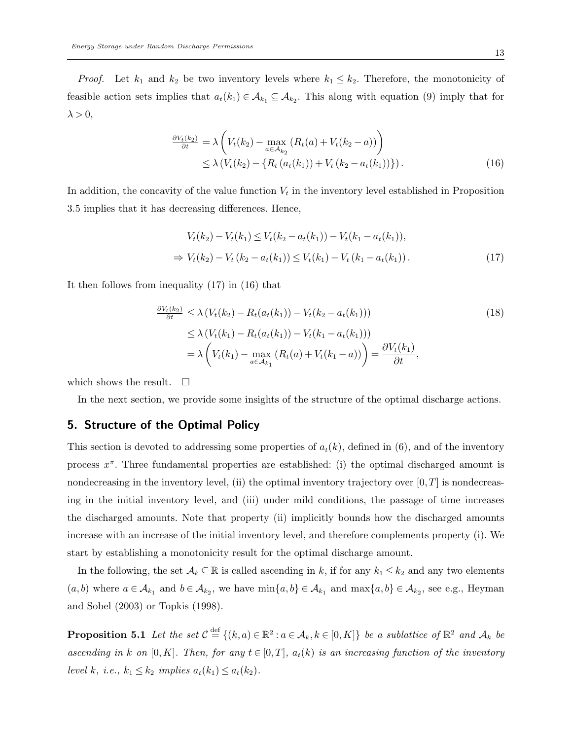*Proof.* Let $k_1$ and $k_2$ be two inventory levels where $k_1 \leq k_2$. Therefore, the monotonicity of feasible action sets implies that $a_t(k_1) \in \mathcal{A}_{k_1} \subseteq \mathcal{A}_{k_2}$. This along with equation (9) imply that for $\lambda > 0$,

$$\begin{aligned}
\tfrac{\partial V_t(k_2)}{\partial t} &= \lambda \left( V_t(k_2) - \max_{a \in \mathcal{A}_{k_2}} \left( R_t(a) + V_t(k_2 - a) \right) \right) \\
&\leq \lambda \left( V_t(k_2) - \{ R_t\left(a_t(k_1)\right) + V_t\left(k_2 - a_t(k_1)\right) \} \right).
\end{aligned} \tag{16}$$

In addition, the concavity of the value function $V_t$ in the inventory level established in Proposition 3.5 implies that it has decreasing differences. Hence,

$$\begin{aligned}
& V_t(k_2) - V_t(k_1) \leq V_t(k_2 - a_t(k_1)) - V_t(k_1 - a_t(k_1)), \\
\Rightarrow\ & V_t(k_2) - V_t\left(k_2 - a_t(k_1)\right) \leq V_t(k_1) - V_t\left(k_1 - a_t(k_1)\right).
\end{aligned} \tag{17}$$

It then follows from inequality (17) in (16) that

$$\begin{aligned}
\tfrac{\partial V_t(k_2)}{\partial t} &\leq \lambda \left( V_t(k_2) - R_t(a_t(k_1)) - V_t(k_2 - a_t(k_1)) \right) \qquad (18) \\
&\leq \lambda \left( V_t(k_1) - R_t(a_t(k_1)) - V_t(k_1 - a_t(k_1)) \right) \\
&= \lambda \left( V_t(k_1) - \max_{a \in \mathcal{A}_{k_1}} \left( R_t(a) + V_t(k_1 - a) \right) \right) = \frac{\partial V_t(k_1)}{\partial t},
\end{aligned}$$

which shows the result. $\square$

In the next section, we provide some insights of the structure of the optimal discharge actions.

## 5. Structure of the Optimal Policy

This section is devoted to addressing some properties of $a_t(k)$, defined in (6), and of the inventory process $x^\pi$. Three fundamental properties are established: (i) the optimal discharged amount is nondecreasing in the inventory level, (ii) the optimal inventory trajectory over $[0,T]$ is nondecreasing in the initial inventory level, and (iii) under mild conditions, the passage of time increases the discharged amounts. Note that property (ii) implicitly bounds how the discharged amounts increase with an increase of the initial inventory level, and therefore complements property (i). We start by establishing a monotonicity result for the optimal discharge amount.

In the following, the set $\mathcal{A}_k \subseteq \mathbb{R}$ is called ascending in $k$, if for any $k_1 \leq k_2$ and any two elements $(a,b)$ where $a \in \mathcal{A}_{k_1}$ and $b \in \mathcal{A}_{k_2}$, we have $\min\{a,b\} \in \mathcal{A}_{k_1}$ and $\max\{a,b\} \in \mathcal{A}_{k_2}$, see e.g., Heyman and Sobel (2003) or Topkis (1998).

**Proposition 5.1** *Let the set $\mathcal{C} \stackrel{\text{def}}{=} \{(k,a) \in \mathbb{R}^2 : a \in \mathcal{A}_k, k \in [0,K]\}$ be a sublattice of $\mathbb{R}^2$ and $\mathcal{A}_k$ be ascending in $k$ on $[0,K]$. Then, for any $t \in [0,T]$, $a_t(k)$ is an increasing function of the inventory level $k$, i.e., $k_1 \leq k_2$ implies $a_t(k_1) \leq a_t(k_2)$.*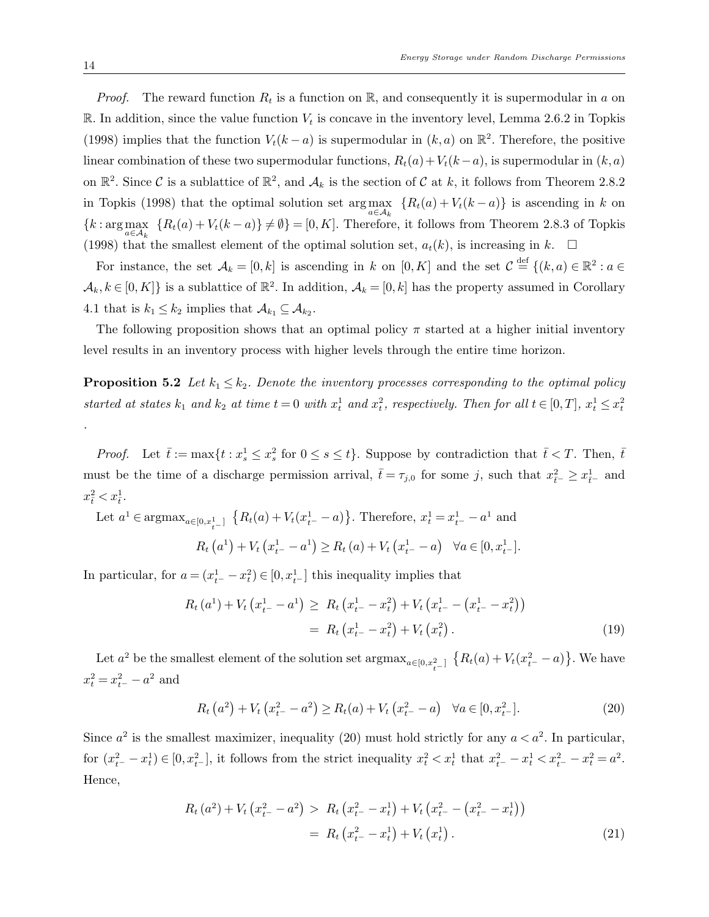*Proof.* The reward function $R_t$ is a function on $\mathbb{R}$, and consequently it is supermodular in $a$ on $\mathbb{R}$. In addition, since the value function $V_t$ is concave in the inventory level, Lemma 2.6.2 in Topkis (1998) implies that the function $V_t(k-a)$ is supermodular in $(k,a)$ on $\mathbb{R}^2$. Therefore, the positive linear combination of these two supermodular functions, $R_t(a)+V_t(k-a)$, is supermodular in $(k,a)$ on $\mathbb{R}^2$. Since $\mathcal{C}$ is a sublattice of $\mathbb{R}^2$, and $\mathcal{A}_k$ is the section of $\mathcal{C}$ at $k$, it follows from Theorem 2.8.2 in Topkis (1998) that the optimal solution set $\arg\max_{a\in\mathcal{A}_k} \{R_t(a)+V_t(k-a)\}$ is ascending in $k$ on $\{k : \arg\max_{a\in\mathcal{A}_k} \{R_t(a)+V_t(k-a)\} \neq \emptyset\} = [0,K]$. Therefore, it follows from Theorem 2.8.3 of Topkis (1998) that the smallest element of the optimal solution set, $a_t(k)$, is increasing in $k$. □

For instance, the set $\mathcal{A}_k = [0,k]$ is ascending in $k$ on $[0,K]$ and the set $\mathcal{C} \stackrel{\text{def}}{=} \{(k,a) \in \mathbb{R}^2 : a \in \mathcal{A}_k, k \in [0,K]\}$ is a sublattice of $\mathbb{R}^2$. In addition, $\mathcal{A}_k = [0,k]$ has the property assumed in Corollary 4.1 that is $k_1 \leq k_2$ implies that $\mathcal{A}_{k_1} \subseteq \mathcal{A}_{k_2}$.

The following proposition shows that an optimal policy $\pi$ started at a higher initial inventory level results in an inventory process with higher levels through the entire time horizon.

**Proposition 5.2** *Let $k_1 \leq k_2$. Denote the inventory processes corresponding to the optimal policy started at states $k_1$ and $k_2$ at time $t=0$ with $x_t^1$ and $x_t^2$, respectively. Then for all $t \in [0,T]$, $x_t^1 \leq x_t^2$*
.

*Proof.* Let $\bar{t} := \max\{t : x_s^1 \leq x_s^2 \text{ for } 0 \leq s \leq t\}$. Suppose by contradiction that $\bar{t} < T$. Then, $\bar{t}$ must be the time of a discharge permission arrival, $\bar{t} = \tau_{j,0}$ for some $j$, such that $x_{\bar{t}^-}^2 \geq x_{\bar{t}^-}^1$ and $x_{\bar{t}}^2 < x_{\bar{t}}^1$.

Let $a^1 \in \operatorname{argmax}_{a\in[0,x_{t^-}^1]} \left\{R_t(a)+V_t(x_{t^-}^1 - a)\right\}$. Therefore, $x_t^1 = x_{t^-}^1 - a^1$ and

$$R_t\left(a^1\right)+V_t\left(x_{t^-}^1 - a^1\right) \geq R_t\left(a\right)+V_t\left(x_{t^-}^1 - a\right) \quad \forall a \in [0, x_{t^-}^1].$$

In particular, for $a = (x_{t^-}^1 - x_t^2) \in [0, x_{t^-}^1]$ this inequality implies that

$$\begin{aligned} R_t\left(a^1\right)+V_t\left(x_{t^-}^1 - a^1\right) &\geq R_t\left(x_{t^-}^1 - x_t^2\right)+V_t\left(x_{t^-}^1 - \left(x_{t^-}^1 - x_t^2\right)\right) \\ &= R_t\left(x_{t^-}^1 - x_t^2\right)+V_t\left(x_t^2\right). \end{aligned} \tag{19}$$

Let $a^2$ be the smallest element of the solution set $\operatorname{argmax}_{a\in[0,x_{t^-}^2]} \left\{R_t(a)+V_t(x_{t^-}^2 - a)\right\}$. We have $x_t^2 = x_{t^-}^2 - a^2$ and

$$R_t\left(a^2\right)+V_t\left(x_{t^-}^2 - a^2\right) \geq R_t(a)+V_t\left(x_{t^-}^2 - a\right) \quad \forall a \in [0, x_{t^-}^2]. \tag{20}$$

Since $a^2$ is the smallest maximizer, inequality (20) must hold strictly for any $a < a^2$. In particular, for $(x_{t^-}^2 - x_t^1) \in [0, x_{t^-}^2]$, it follows from the strict inequality $x_t^2 < x_t^1$ that $x_{t^-}^2 - x_t^1 < x_{t^-}^2 - x_t^2 = a^2$. Hence,

$$\begin{aligned} R_t\left(a^2\right)+V_t\left(x_{t^-}^2 - a^2\right) &> R_t\left(x_{t^-}^2 - x_t^1\right)+V_t\left(x_{t^-}^2 - \left(x_{t^-}^2 - x_t^1\right)\right) \\ &= R_t\left(x_{t^-}^2 - x_t^1\right)+V_t\left(x_t^1\right). \end{aligned} \tag{21}$$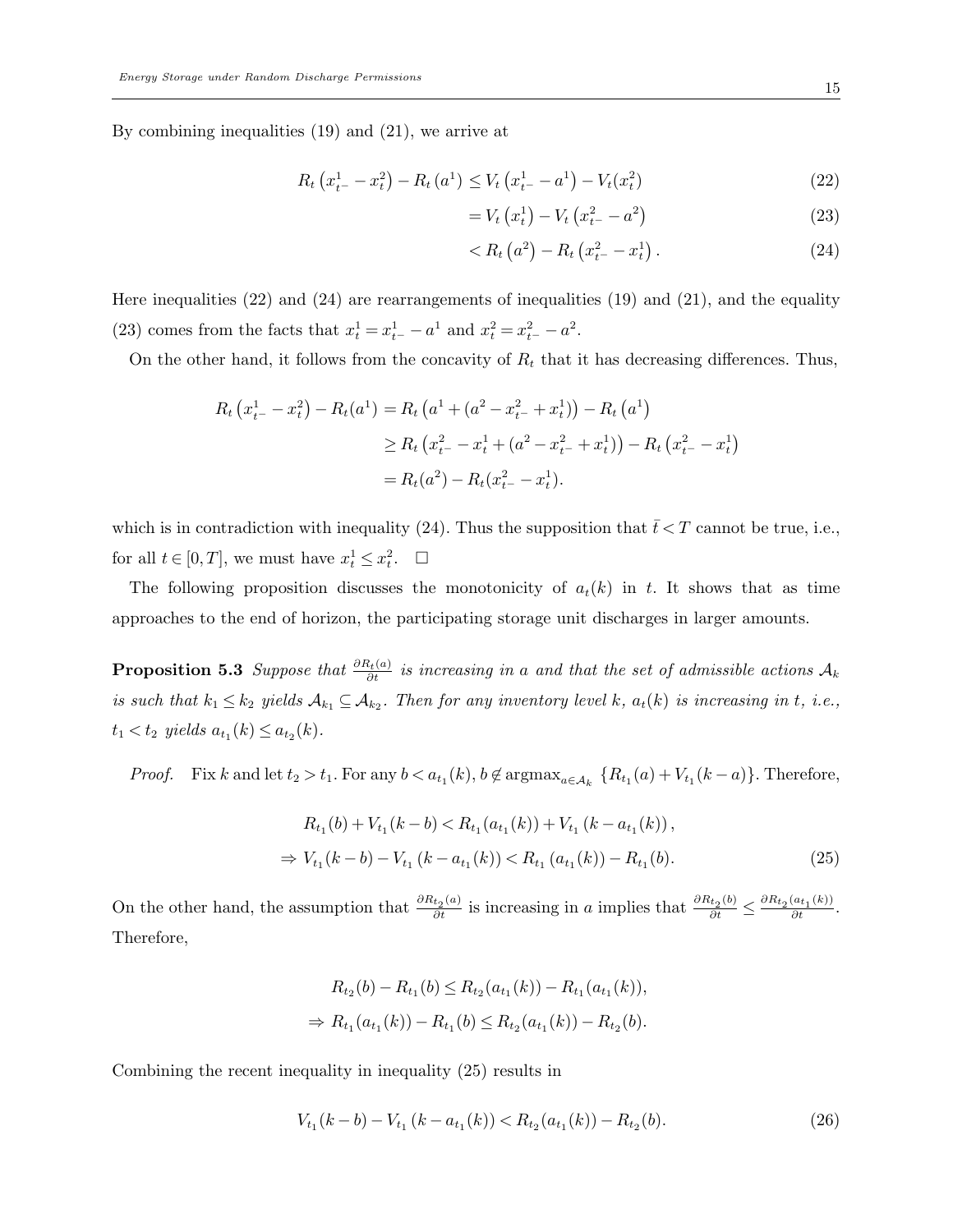By combining inequalities (19) and (21), we arrive at

$$R_t\left(x_{t^-}^1 - x_t^2\right) - R_t\left(a^1\right) \le V_t\left(x_{t^-}^1 - a^1\right) - V_t(x_t^2) \tag{22}$$

$$= V_t\left(x_t^1\right) - V_t\left(x_{t^-}^2 - a^2\right) \tag{23}$$

$$< R_t\left(a^2\right) - R_t\left(x_{t^-}^2 - x_t^1\right). \tag{24}$$

Here inequalities (22) and (24) are rearrangements of inequalities (19) and (21), and the equality (23) comes from the facts that $x_t^1 = x_{t^-}^1 - a^1$ and $x_t^2 = x_{t^-}^2 - a^2$.

On the other hand, it follows from the concavity of $R_t$ that it has decreasing differences. Thus,

$$\begin{aligned}
R_t\left(x_{t^-}^1 - x_t^2\right) - R_t(a^1) &= R_t\left(a^1 + (a^2 - x_{t^-}^2 + x_t^1)\right) - R_t\left(a^1\right) \\
&\ge R_t\left(x_{t^-}^2 - x_t^1 + (a^2 - x_{t^-}^2 + x_t^1)\right) - R_t\left(x_{t^-}^2 - x_t^1\right) \\
&= R_t(a^2) - R_t(x_{t^-}^2 - x_t^1).
\end{aligned}$$

which is in contradiction with inequality (24). Thus the supposition that $\bar{t} < T$ cannot be true, i.e., for all $t \in [0, T]$, we must have $x_t^1 \le x_t^2$. □

The following proposition discusses the monotonicity of $a_t(k)$ in $t$. It shows that as time approaches to the end of horizon, the participating storage unit discharges in larger amounts.

**Proposition 5.3** *Suppose that* $\frac{\partial R_t(a)}{\partial t}$ *is increasing in* $a$ *and that the set of admissible actions* $\mathcal{A}_k$ *is such that* $k_1 \le k_2$ *yields* $\mathcal{A}_{k_1} \subseteq \mathcal{A}_{k_2}$. *Then for any inventory level* $k$, $a_t(k)$ *is increasing in* $t$, *i.e.,* $t_1 < t_2$ *yields* $a_{t_1}(k) \le a_{t_2}(k)$.

*Proof.* Fix $k$ and let $t_2 > t_1$. For any $b < a_{t_1}(k)$, $b \notin \operatorname{argmax}_{a \in \mathcal{A}_k} \{R_{t_1}(a) + V_{t_1}(k - a)\}$. Therefore,

$$\begin{aligned}
&R_{t_1}(b) + V_{t_1}(k - b) < R_{t_1}(a_{t_1}(k)) + V_{t_1}\left(k - a_{t_1}(k)\right), \\
\Rightarrow\ &V_{t_1}(k - b) - V_{t_1}\left(k - a_{t_1}(k)\right) < R_{t_1}\left(a_{t_1}(k)\right) - R_{t_1}(b).
\end{aligned} \tag{25}$$

On the other hand, the assumption that $\frac{\partial R_{t_2}(a)}{\partial t}$ is increasing in $a$ implies that $\frac{\partial R_{t_2}(b)}{\partial t} \le \frac{\partial R_{t_2}(a_{t_1}(k))}{\partial t}$. Therefore,

$$\begin{aligned}
&R_{t_2}(b) - R_{t_1}(b) \le R_{t_2}(a_{t_1}(k)) - R_{t_1}(a_{t_1}(k)), \\
\Rightarrow\ &R_{t_1}(a_{t_1}(k)) - R_{t_1}(b) \le R_{t_2}(a_{t_1}(k)) - R_{t_2}(b).
\end{aligned}$$

Combining the recent inequality in inequality (25) results in

$$V_{t_1}(k - b) - V_{t_1}\left(k - a_{t_1}(k)\right) < R_{t_2}(a_{t_1}(k)) - R_{t_2}(b). \tag{26}$$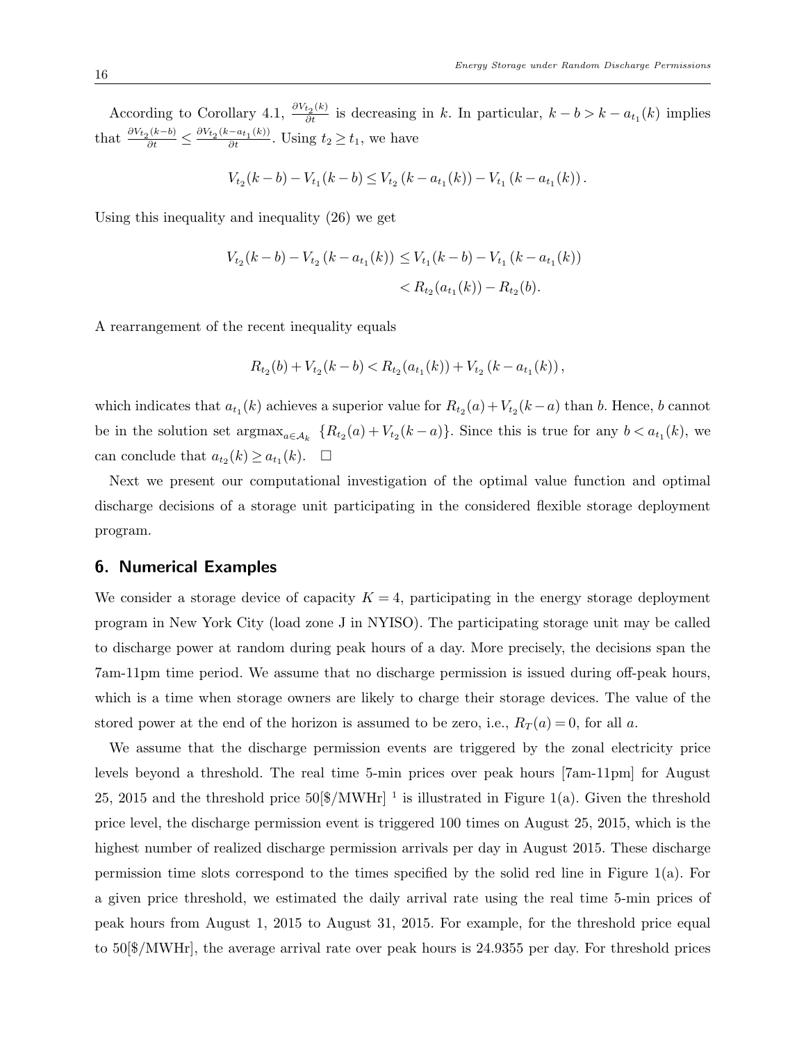According to Corollary 4.1, $\frac{\partial V_{t_2}(k)}{\partial t}$ is decreasing in $k$. In particular, $k-b > k-a_{t_1}(k)$ implies that $\frac{\partial V_{t_2}(k-b)}{\partial t} \leq \frac{\partial V_{t_2}(k-a_{t_1}(k))}{\partial t}$. Using $t_2 \geq t_1$, we have

$$V_{t_2}(k-b) - V_{t_1}(k-b) \leq V_{t_2}\left(k-a_{t_1}(k)\right) - V_{t_1}\left(k-a_{t_1}(k)\right).$$

Using this inequality and inequality (26) we get

$$\begin{aligned} V_{t_2}(k-b) - V_{t_2}\left(k-a_{t_1}(k)\right) &\leq V_{t_1}(k-b) - V_{t_1}\left(k-a_{t_1}(k)\right) \\ &< R_{t_2}(a_{t_1}(k)) - R_{t_2}(b). \end{aligned}$$

A rearrangement of the recent inequality equals

$$R_{t_2}(b) + V_{t_2}(k-b) < R_{t_2}(a_{t_1}(k)) + V_{t_2}\left(k-a_{t_1}(k)\right),$$

which indicates that $a_{t_1}(k)$ achieves a superior value for $R_{t_2}(a)+V_{t_2}(k-a)$ than $b$. Hence, $b$ cannot be in the solution set $\operatorname{argmax}_{a\in\mathcal{A}_k} \{R_{t_2}(a)+V_{t_2}(k-a)\}$. Since this is true for any $b < a_{t_1}(k)$, we can conclude that $a_{t_2}(k) \geq a_{t_1}(k)$. $\square$

Next we present our computational investigation of the optimal value function and optimal discharge decisions of a storage unit participating in the considered flexible storage deployment program.

## 6. Numerical Examples

We consider a storage device of capacity $K = 4$, participating in the energy storage deployment program in New York City (load zone J in NYISO). The participating storage unit may be called to discharge power at random during peak hours of a day. More precisely, the decisions span the 7am-11pm time period. We assume that no discharge permission is issued during off-peak hours, which is a time when storage owners are likely to charge their storage devices. The value of the stored power at the end of the horizon is assumed to be zero, i.e., $R_T(a) = 0$, for all $a$.

We assume that the discharge permission events are triggered by the zonal electricity price levels beyond a threshold. The real time 5-min prices over peak hours [7am-11pm] for August 25, 2015 and the threshold price 50[$/MWHr] [1] is illustrated in Figure 1(a). Given the threshold price level, the discharge permission event is triggered 100 times on August 25, 2015, which is the highest number of realized discharge permission arrivals per day in August 2015. These discharge permission time slots correspond to the times specified by the solid red line in Figure 1(a). For a given price threshold, we estimated the daily arrival rate using the real time 5-min prices of peak hours from August 1, 2015 to August 31, 2015. For example, for the threshold price equal to 50[$/MWHr], the average arrival rate over peak hours is 24.9355 per day. For threshold prices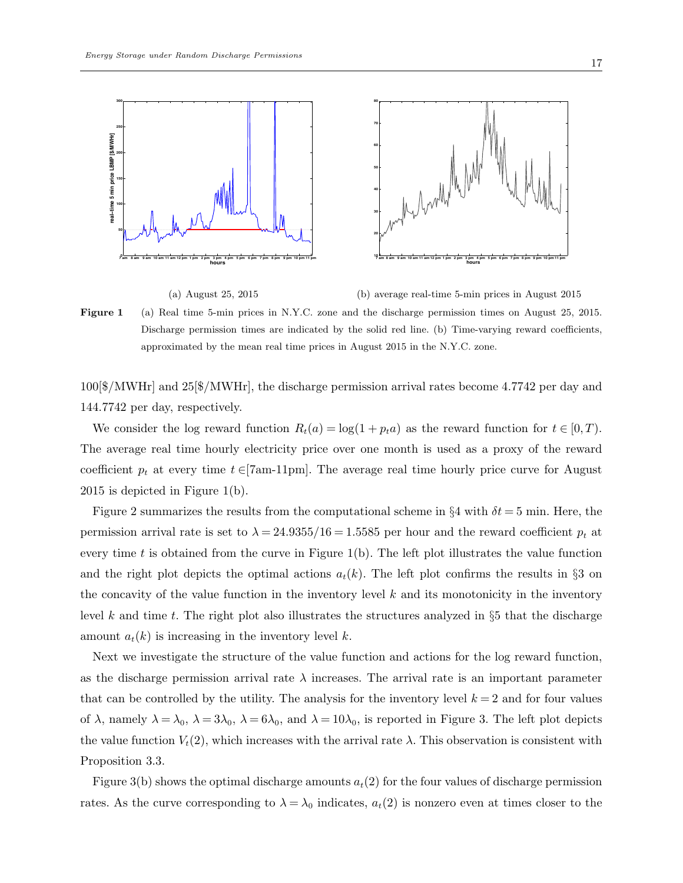(a) August 25, 2015

(b) average real-time 5-min prices in August 2015

**Figure 1** (a) Real time 5-min prices in N.Y.C. zone and the discharge permission times on August 25, 2015. Discharge permission times are indicated by the solid red line. (b) Time-varying reward coefficients, approximated by the mean real time prices in August 2015 in the N.Y.C. zone.

100[$/MWHr] and 25[$/MWHr], the discharge permission arrival rates become 4.7742 per day and 144.7742 per day, respectively.

We consider the log reward function $R_t(a) = \log(1 + p_t a)$ as the reward function for $t \in [0, T)$. The average real time hourly electricity price over one month is used as a proxy of the reward coefficient $p_t$ at every time $t \in$[7am-11pm]. The average real time hourly price curve for August 2015 is depicted in Figure 1(b).

Figure 2 summarizes the results from the computational scheme in §4 with $\delta t = 5$ min. Here, the permission arrival rate is set to $\lambda = 24.9355/16 = 1.5585$ per hour and the reward coefficient $p_t$ at every time $t$ is obtained from the curve in Figure 1(b). The left plot illustrates the value function and the right plot depicts the optimal actions $a_t(k)$. The left plot confirms the results in §3 on the concavity of the value function in the inventory level $k$ and its monotonicity in the inventory level $k$ and time $t$. The right plot also illustrates the structures analyzed in §5 that the discharge amount $a_t(k)$ is increasing in the inventory level $k$.

Next we investigate the structure of the value function and actions for the log reward function, as the discharge permission arrival rate $\lambda$ increases. The arrival rate is an important parameter that can be controlled by the utility. The analysis for the inventory level $k = 2$ and for four values of $\lambda$, namely $\lambda = \lambda_0$, $\lambda = 3\lambda_0$, $\lambda = 6\lambda_0$, and $\lambda = 10\lambda_0$, is reported in Figure 3. The left plot depicts the value function $V_t(2)$, which increases with the arrival rate $\lambda$. This observation is consistent with Proposition 3.3.

Figure 3(b) shows the optimal discharge amounts $a_t(2)$ for the four values of discharge permission rates. As the curve corresponding to $\lambda = \lambda_0$ indicates, $a_t(2)$ is nonzero even at times closer to the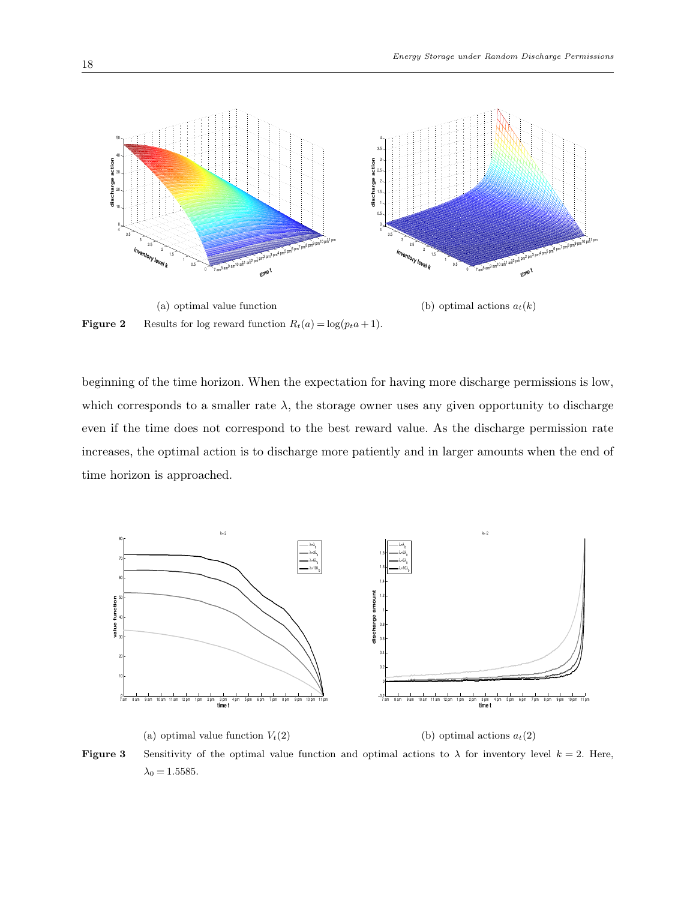(a) optimal value function

(b) optimal actions $a_t(k)$

**Figure 2** Results for log reward function $R_t(a) = \log(p_t a + 1)$.

beginning of the time horizon. When the expectation for having more discharge permissions is low, which corresponds to a smaller rate $\lambda$, the storage owner uses any given opportunity to discharge even if the time does not correspond to the best reward value. As the discharge permission rate increases, the optimal action is to discharge more patiently and in larger amounts when the end of time horizon is approached.

(a) optimal value function $V_t(2)$

(b) optimal actions $a_t(2)$

**Figure 3** Sensitivity of the optimal value function and optimal actions to $\lambda$ for inventory level $k = 2$. Here, $\lambda_0 = 1.5585$.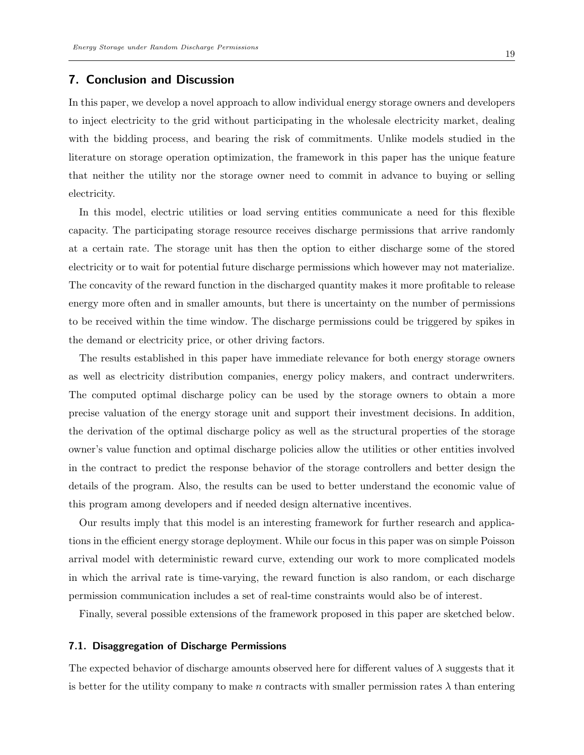## 7. Conclusion and Discussion

In this paper, we develop a novel approach to allow individual energy storage owners and developers to inject electricity to the grid without participating in the wholesale electricity market, dealing with the bidding process, and bearing the risk of commitments. Unlike models studied in the literature on storage operation optimization, the framework in this paper has the unique feature that neither the utility nor the storage owner need to commit in advance to buying or selling electricity.

In this model, electric utilities or load serving entities communicate a need for this flexible capacity. The participating storage resource receives discharge permissions that arrive randomly at a certain rate. The storage unit has then the option to either discharge some of the stored electricity or to wait for potential future discharge permissions which however may not materialize. The concavity of the reward function in the discharged quantity makes it more profitable to release energy more often and in smaller amounts, but there is uncertainty on the number of permissions to be received within the time window. The discharge permissions could be triggered by spikes in the demand or electricity price, or other driving factors.

The results established in this paper have immediate relevance for both energy storage owners as well as electricity distribution companies, energy policy makers, and contract underwriters. The computed optimal discharge policy can be used by the storage owners to obtain a more precise valuation of the energy storage unit and support their investment decisions. In addition, the derivation of the optimal discharge policy as well as the structural properties of the storage owner's value function and optimal discharge policies allow the utilities or other entities involved in the contract to predict the response behavior of the storage controllers and better design the details of the program. Also, the results can be used to better understand the economic value of this program among developers and if needed design alternative incentives.

Our results imply that this model is an interesting framework for further research and applications in the efficient energy storage deployment. While our focus in this paper was on simple Poisson arrival model with deterministic reward curve, extending our work to more complicated models in which the arrival rate is time-varying, the reward function is also random, or each discharge permission communication includes a set of real-time constraints would also be of interest.

Finally, several possible extensions of the framework proposed in this paper are sketched below.

### 7.1. Disaggregation of Discharge Permissions

The expected behavior of discharge amounts observed here for different values of $\lambda$ suggests that it is better for the utility company to make $n$ contracts with smaller permission rates $\lambda$ than entering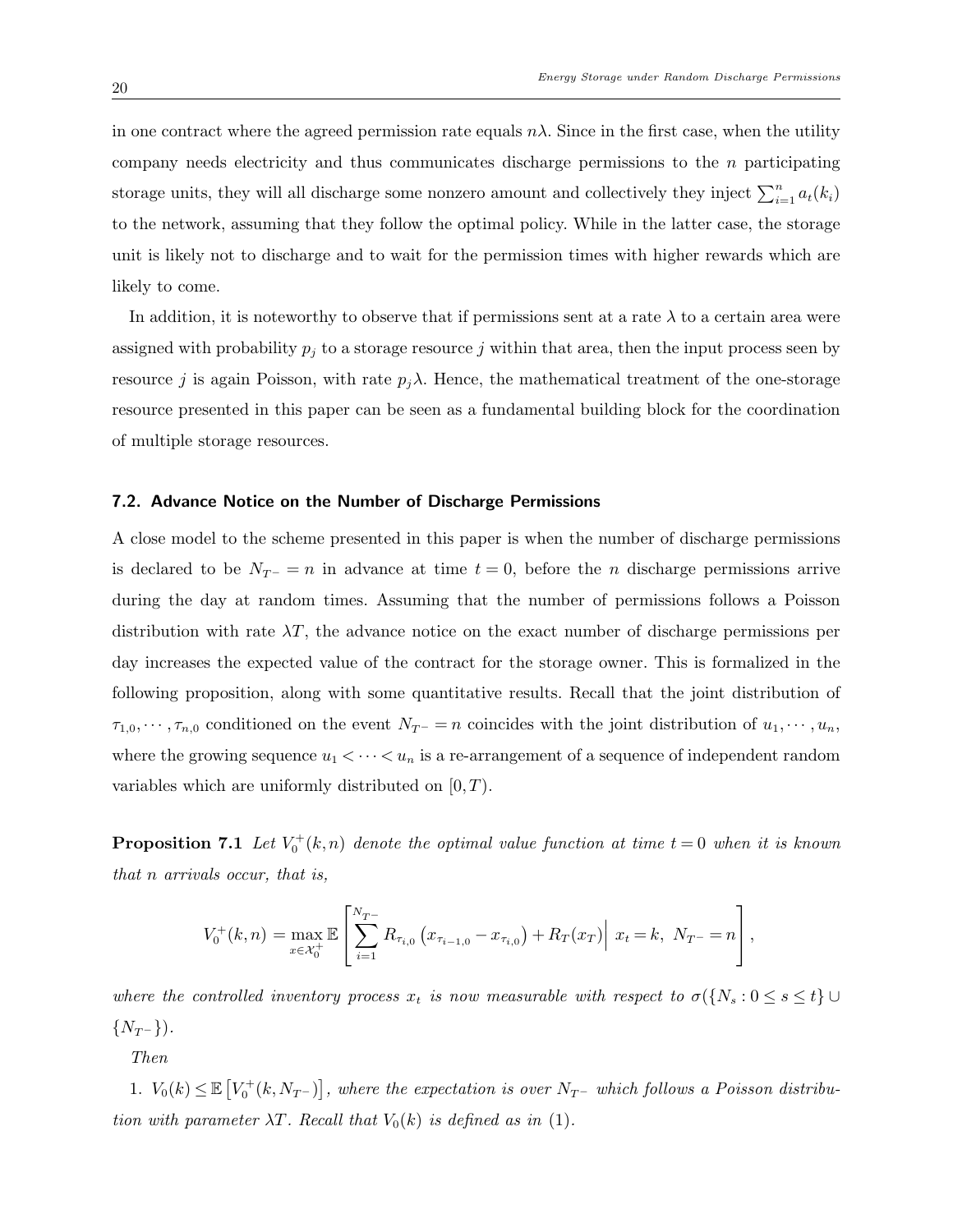in one contract where the agreed permission rate equals $n\lambda$. Since in the first case, when the utility company needs electricity and thus communicates discharge permissions to the $n$ participating storage units, they will all discharge some nonzero amount and collectively they inject $\sum_{i=1}^{n} a_t(k_i)$ to the network, assuming that they follow the optimal policy. While in the latter case, the storage unit is likely not to discharge and to wait for the permission times with higher rewards which are likely to come.

In addition, it is noteworthy to observe that if permissions sent at a rate $\lambda$ to a certain area were assigned with probability $p_j$ to a storage resource $j$ within that area, then the input process seen by resource $j$ is again Poisson, with rate $p_j\lambda$. Hence, the mathematical treatment of the one-storage resource presented in this paper can be seen as a fundamental building block for the coordination of multiple storage resources.

### 7.2. Advance Notice on the Number of Discharge Permissions

A close model to the scheme presented in this paper is when the number of discharge permissions is declared to be $N_{T^-} = n$ in advance at time $t = 0$, before the $n$ discharge permissions arrive during the day at random times. Assuming that the number of permissions follows a Poisson distribution with rate $\lambda T$, the advance notice on the exact number of discharge permissions per day increases the expected value of the contract for the storage owner. This is formalized in the following proposition, along with some quantitative results. Recall that the joint distribution of $\tau_{1,0}, \cdots, \tau_{n,0}$ conditioned on the event $N_{T^-} = n$ coincides with the joint distribution of $u_1, \cdots, u_n$, where the growing sequence $u_1 < \cdots < u_n$ is a re-arrangement of a sequence of independent random variables which are uniformly distributed on $[0, T)$.

**Proposition 7.1** *Let $V_0^+(k,n)$ denote the optimal value function at time $t = 0$ when it is known that $n$ arrivals occur, that is,*

$$V_0^+(k,n) = \max_{x \in \mathcal{X}_0^+} \mathbb{E}\left[ \sum_{i=1}^{N_{T^-}} R_{\tau_{i,0}}\left(x_{\tau_{i-1,0}} - x_{\tau_{i,0}}\right) + R_T(x_T) \middle|\, x_t = k,\ N_{T^-} = n \right],$$

*where the controlled inventory process $x_t$ is now measurable with respect to $\sigma(\{N_s : 0 \le s \le t\} \cup \{N_{T^-}\})$.*

*Then*

1. $V_0(k) \le \mathbb{E}\left[V_0^+(k, N_{T^-})\right]$*, where the expectation is over $N_{T^-}$ which follows a Poisson distribution with parameter $\lambda T$. Recall that $V_0(k)$ is defined as in (1).*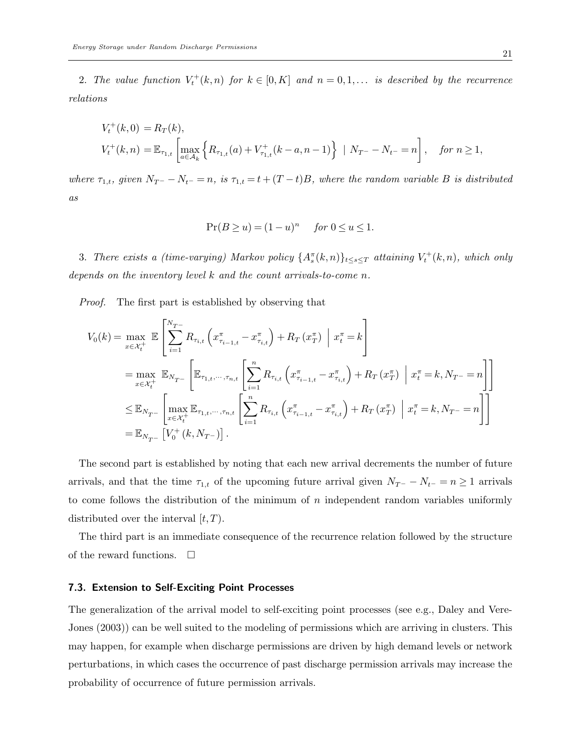2. *The value function $V_t^+(k,n)$ for $k \in [0,K]$ and $n = 0,1,\ldots$ is described by the recurrence relations*

$$
\begin{aligned}
V_t^+(k,0) &= R_T(k), \\
V_t^+(k,n) &= \mathbb{E}_{\tau_{1,t}}\left[\max_{a\in\mathcal{A}_k}\left\{R_{\tau_{1,t}}(a) + V_{\tau_{1,t}}^+(k-a,n-1)\right\} \;\middle|\; N_{T^-} - N_{t^-} = n\right], \quad \textit{for } n \geq 1,
\end{aligned}
$$

*where $\tau_{1,t}$, given $N_{T^-} - N_{t^-} = n$, is $\tau_{1,t} = t + (T-t)B$, where the random variable $B$ is distributed as*

$$
\Pr(B \geq u) = (1-u)^n \qquad \textit{for } 0 \leq u \leq 1.
$$

3. *There exists a (time-varying) Markov policy $\{A_s^\pi(k,n)\}_{t\leq s\leq T}$ attaining $V_t^+(k,n)$, which only depends on the inventory level $k$ and the count arrivals-to-come $n$.*

*Proof.* The first part is established by observing that

$$
\begin{aligned}
V_0(k) &= \max_{x\in\mathcal{X}_t^+} \mathbb{E}\left[\sum_{i=1}^{N_{T^-}} R_{\tau_{i,t}}\left(x^\pi_{\tau_{i-1,t}} - x^\pi_{\tau_{i,t}}\right) + R_T\left(x_T^\pi\right) \;\middle|\; x_t^\pi = k\right] \\
&= \max_{x\in\mathcal{X}_t^+} \mathbb{E}_{N_{T^-}}\left[\mathbb{E}_{\tau_{1,t},\cdots,\tau_{n,t}}\left[\sum_{i=1}^{n} R_{\tau_{i,t}}\left(x^\pi_{\tau_{i-1,t}} - x^\pi_{\tau_{i,t}}\right) + R_T\left(x_T^\pi\right) \;\middle|\; x_t^\pi = k, N_{T^-} = n\right]\right] \\
&\leq \mathbb{E}_{N_{T^-}}\left[\max_{x\in\mathcal{X}_t^+} \mathbb{E}_{\tau_{1,t},\cdots,\tau_{n,t}}\left[\sum_{i=1}^{n} R_{\tau_{i,t}}\left(x^\pi_{\tau_{i-1,t}} - x^\pi_{\tau_{i,t}}\right) + R_T\left(x_T^\pi\right) \;\middle|\; x_t^\pi = k, N_{T^-} = n\right]\right] \\
&= \mathbb{E}_{N_{T^-}}\left[V_0^+\left(k, N_{T^-}\right)\right].
\end{aligned}
$$

The second part is established by noting that each new arrival decrements the number of future arrivals, and that the time $\tau_{1,t}$ of the upcoming future arrival given $N_{T^-} - N_{t^-} = n \geq 1$ arrivals to come follows the distribution of the minimum of $n$ independent random variables uniformly distributed over the interval $[t,T)$.

The third part is an immediate consequence of the recurrence relation followed by the structure of the reward functions. $\square$

### 7.3. Extension to Self-Exciting Point Processes

The generalization of the arrival model to self-exciting point processes (see e.g., Daley and Vere-Jones (2003)) can be well suited to the modeling of permissions which are arriving in clusters. This may happen, for example when discharge permissions are driven by high demand levels or network perturbations, in which cases the occurrence of past discharge permission arrivals may increase the probability of occurrence of future permission arrivals.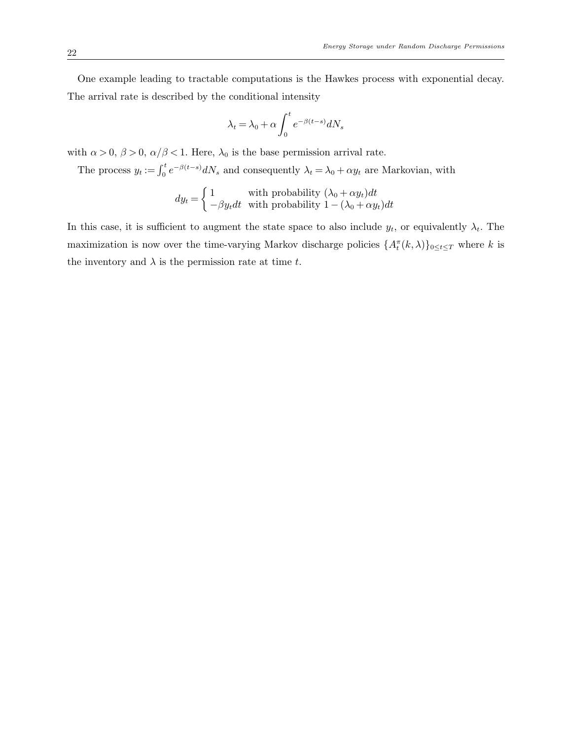One example leading to tractable computations is the Hawkes process with exponential decay. The arrival rate is described by the conditional intensity

$$\lambda_t = \lambda_0 + \alpha \int_0^t e^{-\beta(t-s)} dN_s$$

with $\alpha > 0$, $\beta > 0$, $\alpha/\beta < 1$. Here, $\lambda_0$ is the base permission arrival rate.

The process $y_t := \int_0^t e^{-\beta(t-s)} dN_s$ and consequently $\lambda_t = \lambda_0 + \alpha y_t$ are Markovian, with

$$dy_t = \begin{cases} 1 & \text{with probability } (\lambda_0 + \alpha y_t)dt \\ -\beta y_t dt & \text{with probability } 1 - (\lambda_0 + \alpha y_t)dt \end{cases}$$

In this case, it is sufficient to augment the state space to also include $y_t$, or equivalently $\lambda_t$. The maximization is now over the time-varying Markov discharge policies $\{A_t^\pi(k, \lambda)\}_{0 \le t \le T}$ where $k$ is the inventory and $\lambda$ is the permission rate at time $t$.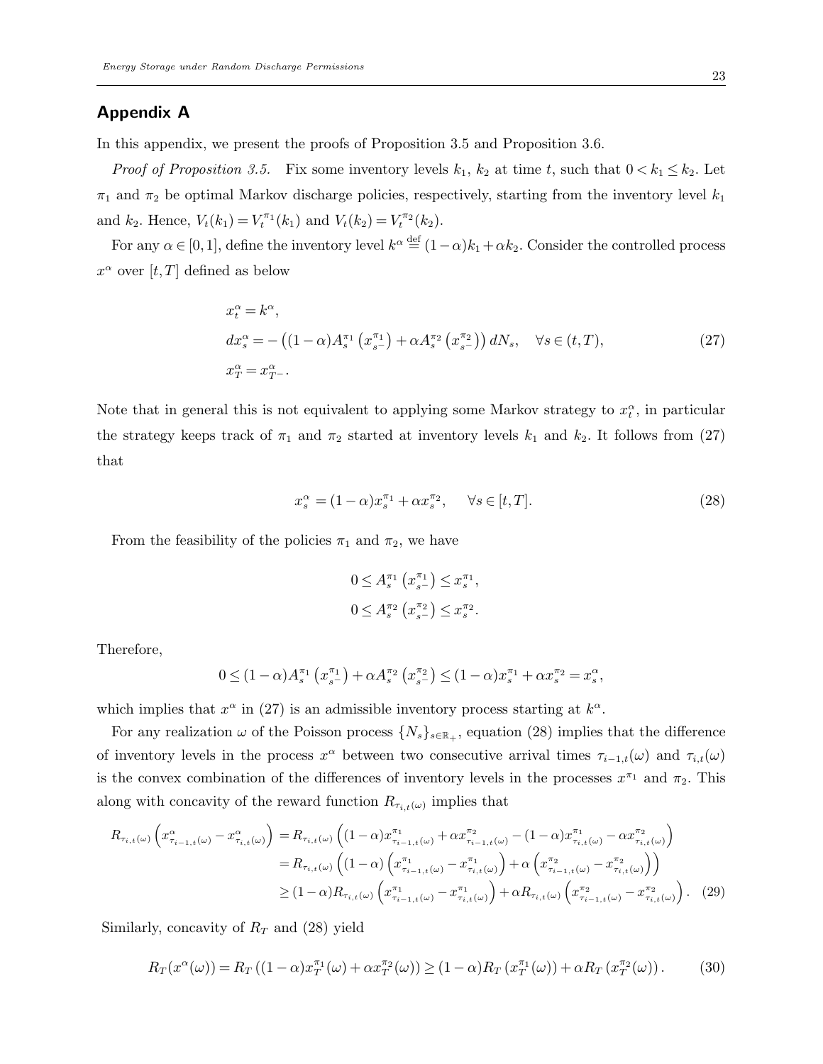## Appendix A

In this appendix, we present the proofs of Proposition 3.5 and Proposition 3.6.

*Proof of Proposition 3.5.* Fix some inventory levels $k_1$, $k_2$ at time $t$, such that $0 < k_1 \le k_2$. Let $\pi_1$ and $\pi_2$ be optimal Markov discharge policies, respectively, starting from the inventory level $k_1$ and $k_2$. Hence, $V_t(k_1) = V_t^{\pi_1}(k_1)$ and $V_t(k_2) = V_t^{\pi_2}(k_2)$.

For any $\alpha \in [0,1]$, define the inventory level $k^\alpha \stackrel{\text{def}}{=} (1-\alpha)k_1 + \alpha k_2$. Consider the controlled process $x^\alpha$ over $[t,T]$ defined as below

$$
\begin{aligned}
&x_t^\alpha = k^\alpha, \\
&dx_s^\alpha = -\left((1-\alpha)A_s^{\pi_1}\left(x_{s^-}^{\pi_1}\right) + \alpha A_s^{\pi_2}\left(x_{s^-}^{\pi_2}\right)\right) dN_s, \quad \forall s \in (t,T), \\
&x_T^\alpha = x_{T^-}^\alpha.
\end{aligned}
\tag{27}
$$

Note that in general this is not equivalent to applying some Markov strategy to $x_t^\alpha$, in particular the strategy keeps track of $\pi_1$ and $\pi_2$ started at inventory levels $k_1$ and $k_2$. It follows from (27) that

$$
x_s^\alpha = (1-\alpha)x_s^{\pi_1} + \alpha x_s^{\pi_2}, \qquad \forall s \in [t,T]. \tag{28}
$$

From the feasibility of the policies $\pi_1$ and $\pi_2$, we have

$$
\begin{aligned}
0 \le A_s^{\pi_1}\left(x_{s^-}^{\pi_1}\right) \le x_s^{\pi_1}, \\
0 \le A_s^{\pi_2}\left(x_{s^-}^{\pi_2}\right) \le x_s^{\pi_2}.
\end{aligned}
$$

Therefore,

$$
0 \le (1-\alpha)A_s^{\pi_1}\left(x_{s^-}^{\pi_1}\right) + \alpha A_s^{\pi_2}\left(x_{s^-}^{\pi_2}\right) \le (1-\alpha)x_s^{\pi_1} + \alpha x_s^{\pi_2} = x_s^\alpha,
$$

which implies that $x^\alpha$ in (27) is an admissible inventory process starting at $k^\alpha$.

For any realization $\omega$ of the Poisson process $\{N_s\}_{s\in\mathbb{R}_+}$, equation (28) implies that the difference of inventory levels in the process $x^\alpha$ between two consecutive arrival times $\tau_{i-1,t}(\omega)$ and $\tau_{i,t}(\omega)$ is the convex combination of the differences of inventory levels in the processes $x^{\pi_1}$ and $\pi_2$. This along with concavity of the reward function $R_{\tau_{i,t}(\omega)}$ implies that

$$
\begin{aligned}
R_{\tau_{i,t}(\omega)}\left(x_{\tau_{i-1,t}(\omega)}^\alpha - x_{\tau_{i,t}(\omega)}^\alpha\right) &= R_{\tau_{i,t}(\omega)}\left((1-\alpha)x_{\tau_{i-1,t}(\omega)}^{\pi_1} + \alpha x_{\tau_{i-1,t}(\omega)}^{\pi_2} - (1-\alpha)x_{\tau_{i,t}(\omega)}^{\pi_1} - \alpha x_{\tau_{i,t}(\omega)}^{\pi_2}\right) \\
&= R_{\tau_{i,t}(\omega)}\left((1-\alpha)\left(x_{\tau_{i-1,t}(\omega)}^{\pi_1} - x_{\tau_{i,t}(\omega)}^{\pi_1}\right) + \alpha\left(x_{\tau_{i-1,t}(\omega)}^{\pi_2} - x_{\tau_{i,t}(\omega)}^{\pi_2}\right)\right) \\
&\ge (1-\alpha)R_{\tau_{i,t}(\omega)}\left(x_{\tau_{i-1,t}(\omega)}^{\pi_1} - x_{\tau_{i,t}(\omega)}^{\pi_1}\right) + \alpha R_{\tau_{i,t}(\omega)}\left(x_{\tau_{i-1,t}(\omega)}^{\pi_2} - x_{\tau_{i,t}(\omega)}^{\pi_2}\right).
\end{aligned}
\tag{29}
$$

Similarly, concavity of $R_T$ and (28) yield

$$
R_T(x^\alpha(\omega)) = R_T\left((1-\alpha)x_T^{\pi_1}(\omega) + \alpha x_T^{\pi_2}(\omega)\right) \ge (1-\alpha)R_T\left(x_T^{\pi_1}(\omega)\right) + \alpha R_T\left(x_T^{\pi_2}(\omega)\right). \tag{30}
$$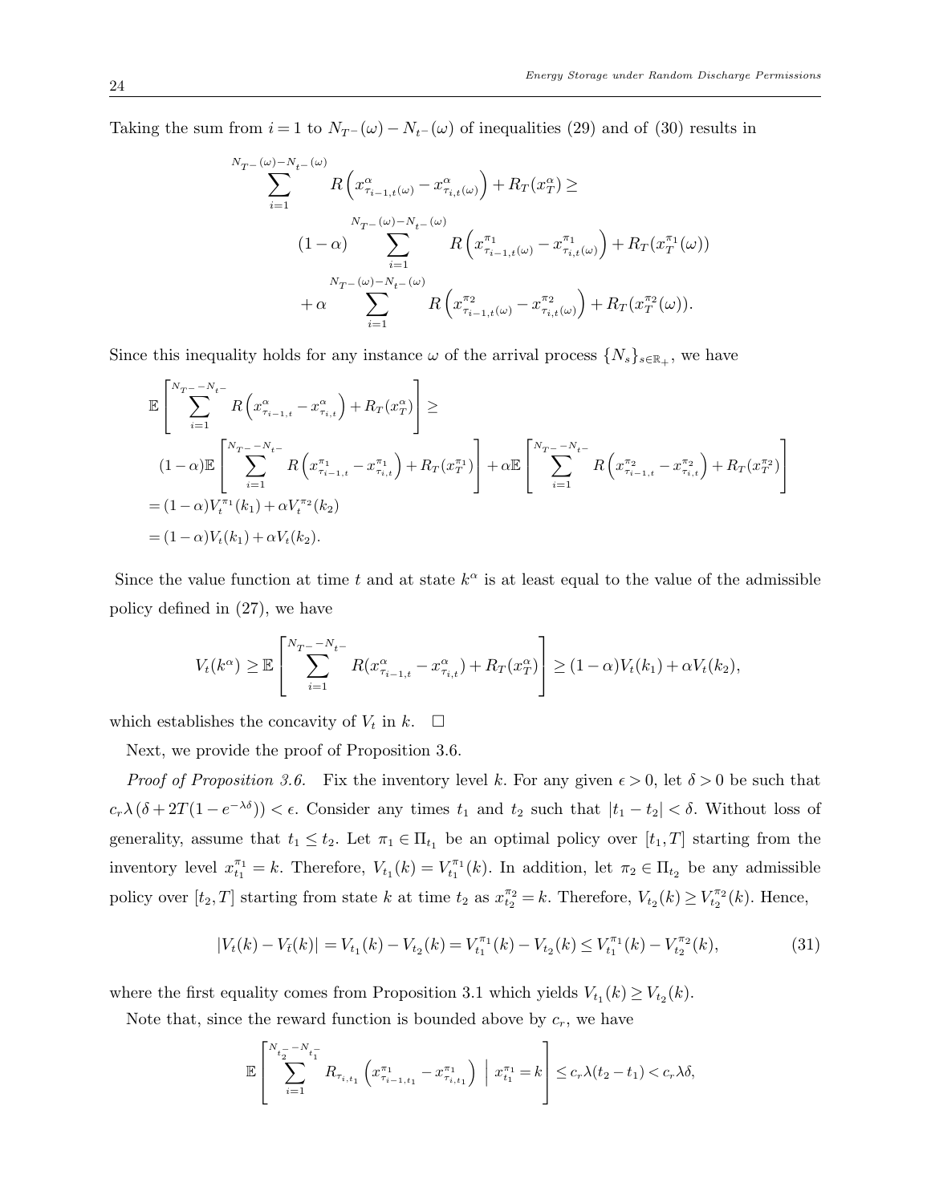Taking the sum from $i = 1$ to $N_{T^-}(\omega) - N_{t^-}(\omega)$ of inequalities (29) and of (30) results in

$$
\begin{aligned}
\sum_{i=1}^{N_{T^-}(\omega)-N_{t^-}(\omega)} & R\left(x^{\alpha}_{\tau_{i-1,t}(\omega)} - x^{\alpha}_{\tau_{i,t}(\omega)}\right) + R_T(x^{\alpha}_T) \geq \\
& (1-\alpha) \sum_{i=1}^{N_{T^-}(\omega)-N_{t^-}(\omega)} R\left(x^{\pi_1}_{\tau_{i-1,t}(\omega)} - x^{\pi_1}_{\tau_{i,t}(\omega)}\right) + R_T(x^{\pi_1}_T(\omega)) \\
& + \alpha \sum_{i=1}^{N_{T^-}(\omega)-N_{t^-}(\omega)} R\left(x^{\pi_2}_{\tau_{i-1,t}(\omega)} - x^{\pi_2}_{\tau_{i,t}(\omega)}\right) + R_T(x^{\pi_2}_T(\omega)).
\end{aligned}
$$

Since this inequality holds for any instance $\omega$ of the arrival process $\{N_s\}_{s\in\mathbb{R}_+}$, we have

$$
\begin{aligned}
& \mathbb{E}\left[\sum_{i=1}^{N_{T^-}-N_{t^-}} R\left(x^{\alpha}_{\tau_{i-1,t}} - x^{\alpha}_{\tau_{i,t}}\right) + R_T(x^{\alpha}_T)\right] \geq \\
& (1-\alpha)\mathbb{E}\left[\sum_{i=1}^{N_{T^-}-N_{t^-}} R\left(x^{\pi_1}_{\tau_{i-1,t}} - x^{\pi_1}_{\tau_{i,t}}\right) + R_T(x^{\pi_1}_T)\right] + \alpha\mathbb{E}\left[\sum_{i=1}^{N_{T^-}-N_{t^-}} R\left(x^{\pi_2}_{\tau_{i-1,t}} - x^{\pi_2}_{\tau_{i,t}}\right) + R_T(x^{\pi_2}_T)\right] \\
& = (1-\alpha)V^{\pi_1}_t(k_1) + \alpha V^{\pi_2}_t(k_2) \\
& = (1-\alpha)V_t(k_1) + \alpha V_t(k_2).
\end{aligned}
$$

Since the value function at time $t$ and at state $k^{\alpha}$ is at least equal to the value of the admissible policy defined in (27), we have

$$
V_t(k^{\alpha}) \geq \mathbb{E}\left[\sum_{i=1}^{N_{T^-}-N_{t^-}} R(x^{\alpha}_{\tau_{i-1,t}} - x^{\alpha}_{\tau_{i,t}}) + R_T(x^{\alpha}_T)\right] \geq (1-\alpha)V_t(k_1) + \alpha V_t(k_2),
$$

which establishes the concavity of $V_t$ in $k$. $\square$

Next, we provide the proof of Proposition 3.6.

*Proof of Proposition 3.6.* Fix the inventory level $k$. For any given $\epsilon > 0$, let $\delta > 0$ be such that $c_r\lambda\left(\delta + 2T(1-e^{-\lambda\delta})\right) < \epsilon$. Consider any times $t_1$ and $t_2$ such that $|t_1 - t_2| < \delta$. Without loss of generality, assume that $t_1 \leq t_2$. Let $\pi_1 \in \Pi_{t_1}$ be an optimal policy over $[t_1, T]$ starting from the inventory level $x^{\pi_1}_{t_1} = k$. Therefore, $V_{t_1}(k) = V^{\pi_1}_{t_1}(k)$. In addition, let $\pi_2 \in \Pi_{t_2}$ be any admissible policy over $[t_2, T]$ starting from state $k$ at time $t_2$ as $x^{\pi_2}_{t_2} = k$. Therefore, $V_{t_2}(k) \geq V^{\pi_2}_{t_2}(k)$. Hence,

$$
|V_t(k) - V_{\bar{t}}(k)| = V_{t_1}(k) - V_{t_2}(k) = V^{\pi_1}_{t_1}(k) - V_{t_2}(k) \leq V^{\pi_1}_{t_1}(k) - V^{\pi_2}_{t_2}(k), \tag{31}
$$

where the first equality comes from Proposition 3.1 which yields $V_{t_1}(k) \geq V_{t_2}(k)$.

Note that, since the reward function is bounded above by $c_r$, we have

$$
\mathbb{E}\left[\sum_{i=1}^{N_{t_2^-}-N_{t_1^-}} R_{\tau_{i,t_1}}\left(x^{\pi_1}_{\tau_{i-1,t_1}} - x^{\pi_1}_{\tau_{i,t_1}}\right) \;\middle|\; x^{\pi_1}_{t_1} = k\right] \leq c_r\lambda(t_2 - t_1) < c_r\lambda\delta,
$$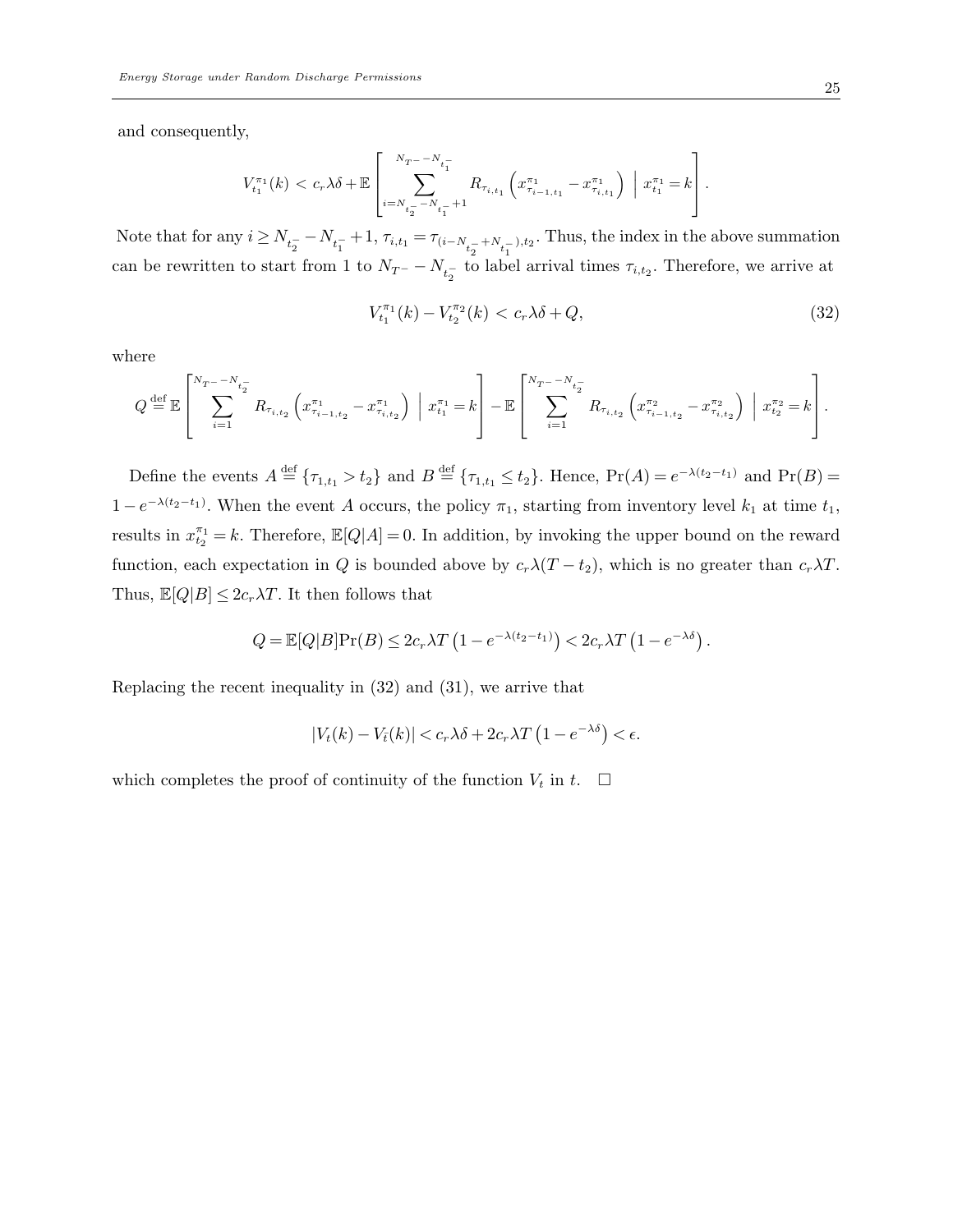and consequently,

$$V_{t_1}^{\pi_1}(k) < c_r\lambda\delta + \mathbb{E}\left[\sum_{i=N_{t_2^-}-N_{t_1^-}+1}^{N_{T^-}-N_{t_1^-}} R_{\tau_{i,t_1}}\left(x_{\tau_{i-1,t_1}}^{\pi_1} - x_{\tau_{i,t_1}}^{\pi_1}\right) \;\middle|\; x_{t_1}^{\pi_1} = k\right].$$

Note that for any $i \geq N_{t_2^-} - N_{t_1^-} + 1$, $\tau_{i,t_1} = \tau_{(i-N_{t_2^-}+N_{t_1^-}),t_2}$. Thus, the index in the above summation can be rewritten to start from 1 to $N_{T^-} - N_{t_2^-}$ to label arrival times $\tau_{i,t_2}$. Therefore, we arrive at

$$V_{t_1}^{\pi_1}(k) - V_{t_2}^{\pi_2}(k) < c_r\lambda\delta + Q, \tag{32}$$

where

$$Q \stackrel{\text{def}}{=} \mathbb{E}\left[\sum_{i=1}^{N_{T^-}-N_{t_2^-}} R_{\tau_{i,t_2}}\left(x_{\tau_{i-1,t_2}}^{\pi_1} - x_{\tau_{i,t_2}}^{\pi_1}\right) \;\middle|\; x_{t_1}^{\pi_1} = k\right] - \mathbb{E}\left[\sum_{i=1}^{N_{T^-}-N_{t_2^-}} R_{\tau_{i,t_2}}\left(x_{\tau_{i-1,t_2}}^{\pi_2} - x_{\tau_{i,t_2}}^{\pi_2}\right) \;\middle|\; x_{t_2}^{\pi_2} = k\right].$$

Define the events $A \stackrel{\text{def}}{=} \{\tau_{1,t_1} > t_2\}$ and $B \stackrel{\text{def}}{=} \{\tau_{1,t_1} \leq t_2\}$. Hence, $\Pr(A) = e^{-\lambda(t_2-t_1)}$ and $\Pr(B) = 1 - e^{-\lambda(t_2-t_1)}$. When the event $A$ occurs, the policy $\pi_1$, starting from inventory level $k_1$ at time $t_1$, results in $x_{t_2}^{\pi_1} = k$. Therefore, $\mathbb{E}[Q|A] = 0$. In addition, by invoking the upper bound on the reward function, each expectation in $Q$ is bounded above by $c_r\lambda(T - t_2)$, which is no greater than $c_r\lambda T$. Thus, $\mathbb{E}[Q|B] \leq 2c_r\lambda T$. It then follows that

$$Q = \mathbb{E}[Q|B]\Pr(B) \leq 2c_r\lambda T\left(1 - e^{-\lambda(t_2-t_1)}\right) < 2c_r\lambda T\left(1 - e^{-\lambda\delta}\right).$$

Replacing the recent inequality in (32) and (31), we arrive that

$$|V_t(k) - V_{\bar{t}}(k)| < c_r\lambda\delta + 2c_r\lambda T\left(1 - e^{-\lambda\delta}\right) < \epsilon.$$

which completes the proof of continuity of the function $V_t$ in $t$. $\square$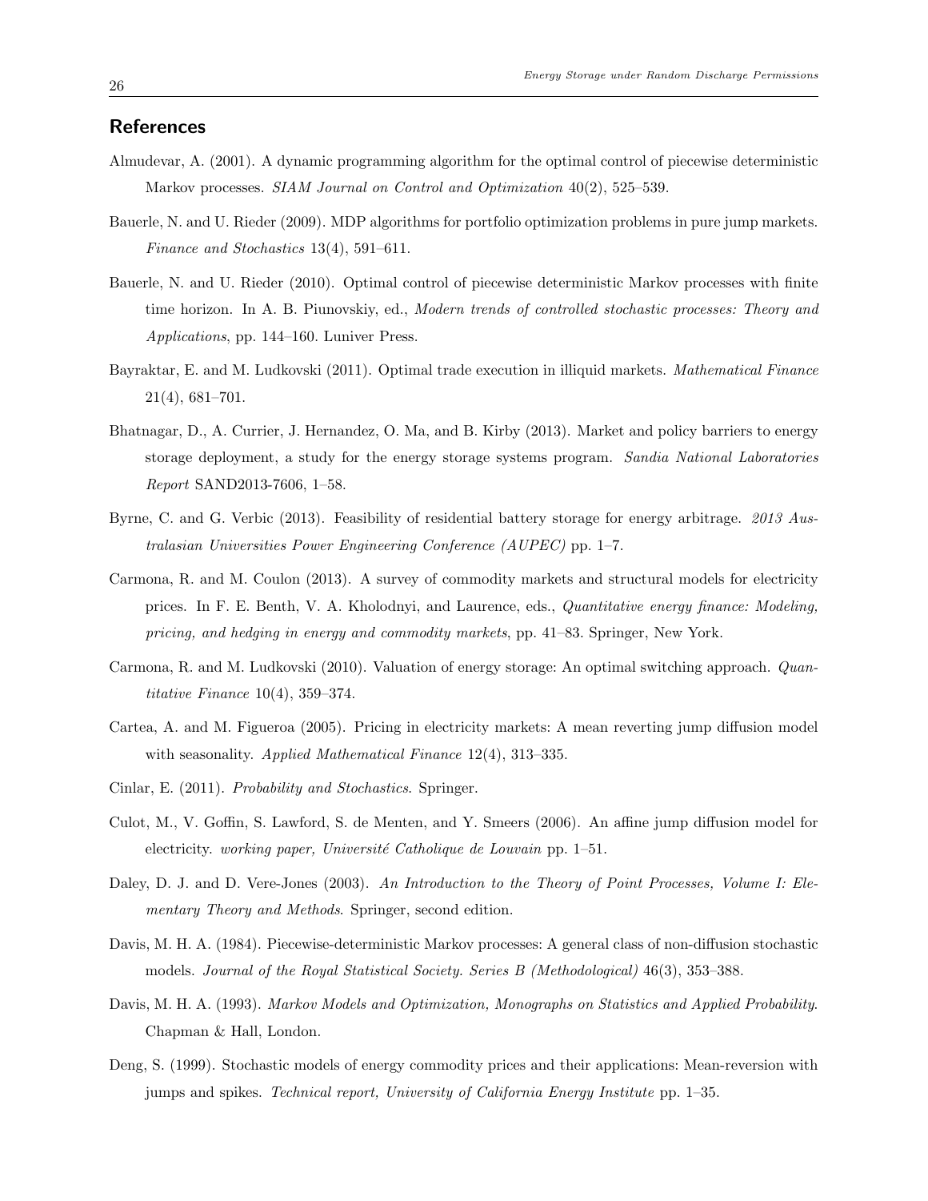## References

Almudevar, A. (2001). A dynamic programming algorithm for the optimal control of piecewise deterministic Markov processes. *SIAM Journal on Control and Optimization* 40(2), 525–539.

Bauerle, N. and U. Rieder (2009). MDP algorithms for portfolio optimization problems in pure jump markets. *Finance and Stochastics* 13(4), 591–611.

Bauerle, N. and U. Rieder (2010). Optimal control of piecewise deterministic Markov processes with finite time horizon. In A. B. Piunovskiy, ed., *Modern trends of controlled stochastic processes: Theory and Applications*, pp. 144–160. Luniver Press.

Bayraktar, E. and M. Ludkovski (2011). Optimal trade execution in illiquid markets. *Mathematical Finance* 21(4), 681–701.

Bhatnagar, D., A. Currier, J. Hernandez, O. Ma, and B. Kirby (2013). Market and policy barriers to energy storage deployment, a study for the energy storage systems program. *Sandia National Laboratories Report* SAND2013-7606, 1–58.

Byrne, C. and G. Verbic (2013). Feasibility of residential battery storage for energy arbitrage. *2013 Australasian Universities Power Engineering Conference (AUPEC)* pp. 1–7.

Carmona, R. and M. Coulon (2013). A survey of commodity markets and structural models for electricity prices. In F. E. Benth, V. A. Kholodnyi, and Laurence, eds., *Quantitative energy finance: Modeling, pricing, and hedging in energy and commodity markets*, pp. 41–83. Springer, New York.

Carmona, R. and M. Ludkovski (2010). Valuation of energy storage: An optimal switching approach. *Quantitative Finance* 10(4), 359–374.

Cartea, A. and M. Figueroa (2005). Pricing in electricity markets: A mean reverting jump diffusion model with seasonality. *Applied Mathematical Finance* 12(4), 313–335.

Cinlar, E. (2011). *Probability and Stochastics*. Springer.

Culot, M., V. Goffin, S. Lawford, S. de Menten, and Y. Smeers (2006). An affine jump diffusion model for electricity. *working paper, Université Catholique de Louvain* pp. 1–51.

Daley, D. J. and D. Vere-Jones (2003). *An Introduction to the Theory of Point Processes, Volume I: Elementary Theory and Methods*. Springer, second edition.

Davis, M. H. A. (1984). Piecewise-deterministic Markov processes: A general class of non-diffusion stochastic models. *Journal of the Royal Statistical Society. Series B (Methodological)* 46(3), 353–388.

Davis, M. H. A. (1993). *Markov Models and Optimization, Monographs on Statistics and Applied Probability*. Chapman & Hall, London.

Deng, S. (1999). Stochastic models of energy commodity prices and their applications: Mean-reversion with jumps and spikes. *Technical report, University of California Energy Institute* pp. 1–35.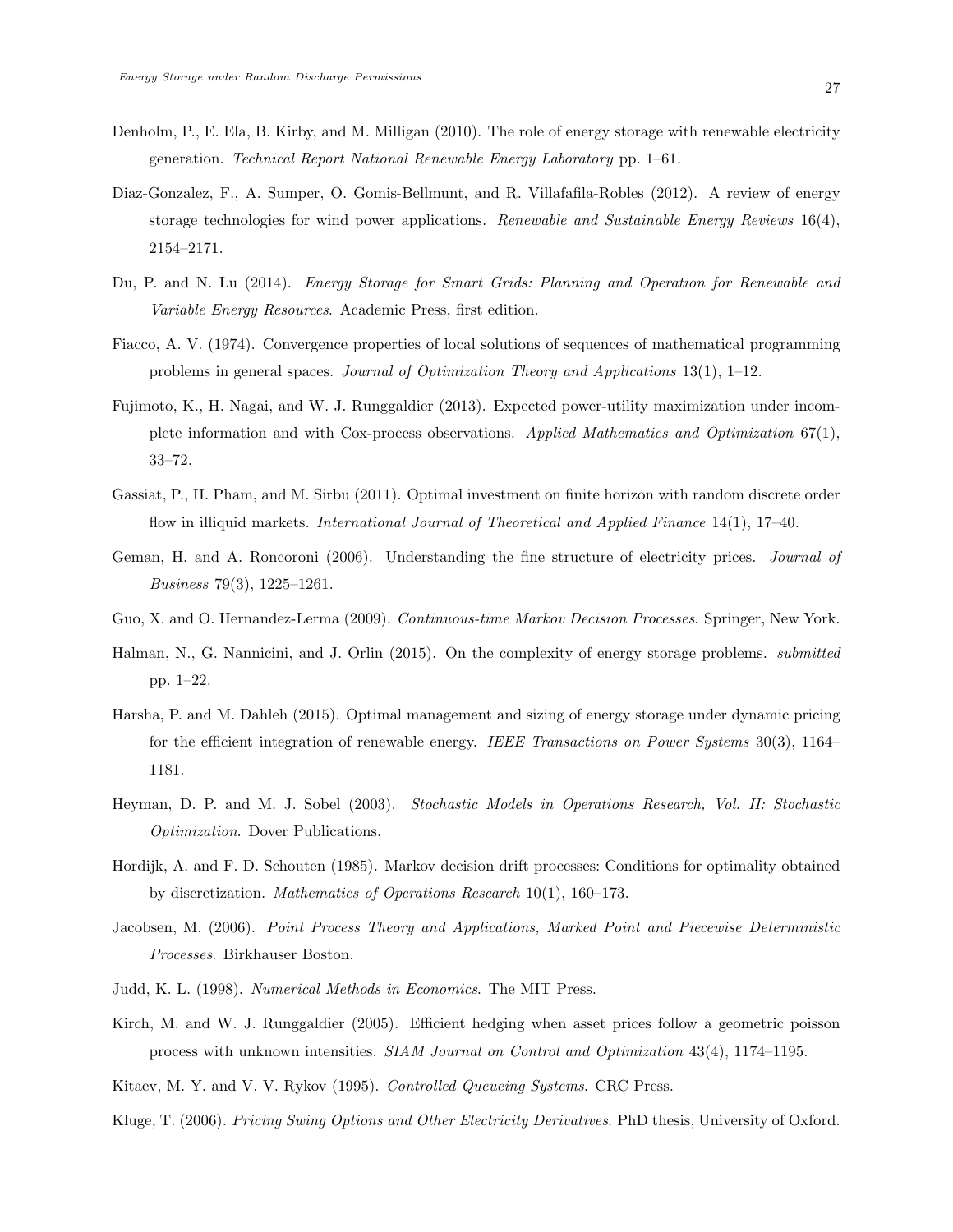Denholm, P., E. Ela, B. Kirby, and M. Milligan (2010). The role of energy storage with renewable electricity generation. *Technical Report National Renewable Energy Laboratory* pp. 1–61.

Diaz-Gonzalez, F., A. Sumper, O. Gomis-Bellmunt, and R. Villafafila-Robles (2012). A review of energy storage technologies for wind power applications. *Renewable and Sustainable Energy Reviews* 16(4), 2154–2171.

Du, P. and N. Lu (2014). *Energy Storage for Smart Grids: Planning and Operation for Renewable and Variable Energy Resources*. Academic Press, first edition.

Fiacco, A. V. (1974). Convergence properties of local solutions of sequences of mathematical programming problems in general spaces. *Journal of Optimization Theory and Applications* 13(1), 1–12.

Fujimoto, K., H. Nagai, and W. J. Runggaldier (2013). Expected power-utility maximization under incomplete information and with Cox-process observations. *Applied Mathematics and Optimization* 67(1), 33–72.

Gassiat, P., H. Pham, and M. Sirbu (2011). Optimal investment on finite horizon with random discrete order flow in illiquid markets. *International Journal of Theoretical and Applied Finance* 14(1), 17–40.

Geman, H. and A. Roncoroni (2006). Understanding the fine structure of electricity prices. *Journal of Business* 79(3), 1225–1261.

Guo, X. and O. Hernandez-Lerma (2009). *Continuous-time Markov Decision Processes*. Springer, New York.

Halman, N., G. Nannicini, and J. Orlin (2015). On the complexity of energy storage problems. *submitted* pp. 1–22.

Harsha, P. and M. Dahleh (2015). Optimal management and sizing of energy storage under dynamic pricing for the efficient integration of renewable energy. *IEEE Transactions on Power Systems* 30(3), 1164–1181.

Heyman, D. P. and M. J. Sobel (2003). *Stochastic Models in Operations Research, Vol. II: Stochastic Optimization*. Dover Publications.

Hordijk, A. and F. D. Schouten (1985). Markov decision drift processes: Conditions for optimality obtained by discretization. *Mathematics of Operations Research* 10(1), 160–173.

Jacobsen, M. (2006). *Point Process Theory and Applications, Marked Point and Piecewise Deterministic Processes*. Birkhauser Boston.

Judd, K. L. (1998). *Numerical Methods in Economics*. The MIT Press.

Kirch, M. and W. J. Runggaldier (2005). Efficient hedging when asset prices follow a geometric poisson process with unknown intensities. *SIAM Journal on Control and Optimization* 43(4), 1174–1195.

Kitaev, M. Y. and V. V. Rykov (1995). *Controlled Queueing Systems*. CRC Press.

Kluge, T. (2006). *Pricing Swing Options and Other Electricity Derivatives*. PhD thesis, University of Oxford.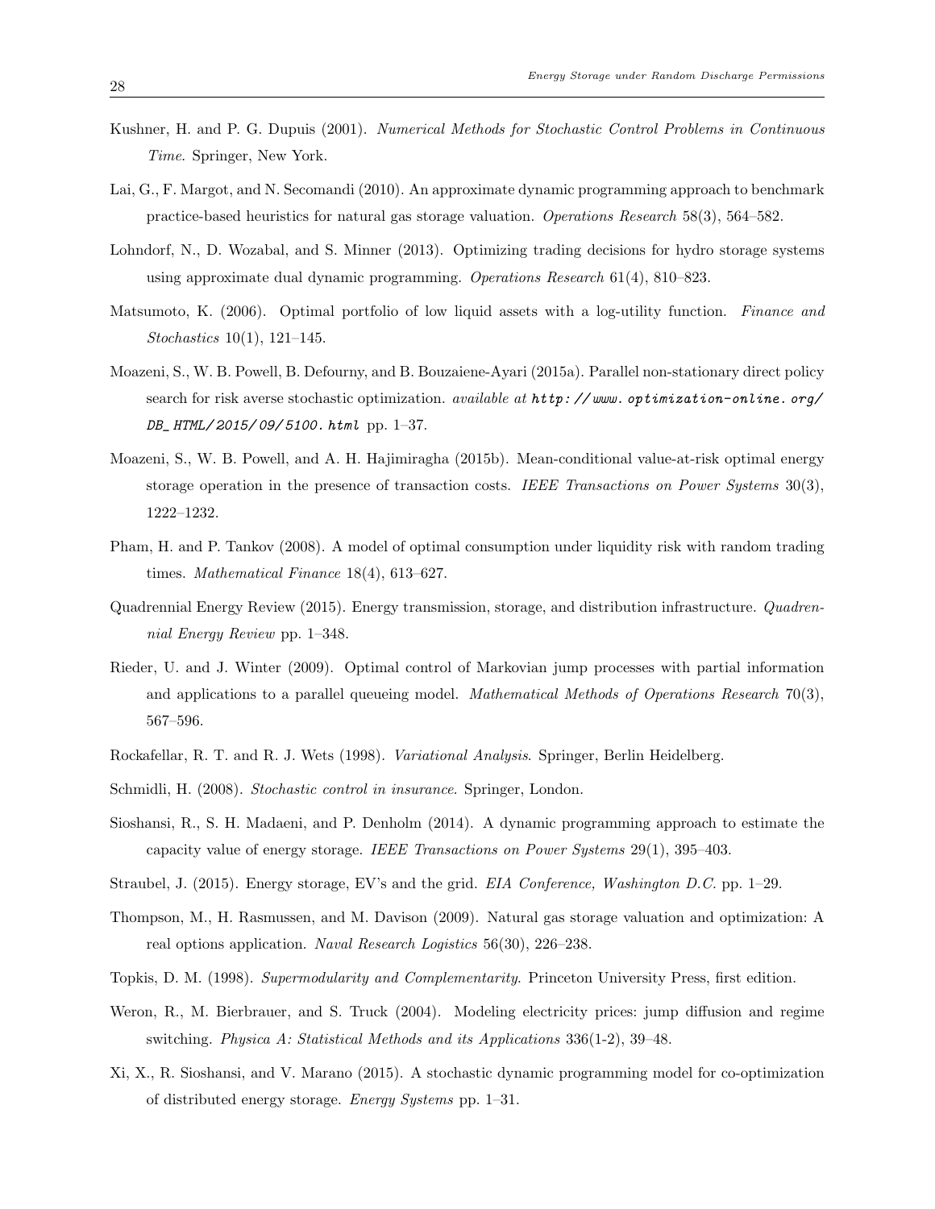Kushner, H. and P. G. Dupuis (2001). *Numerical Methods for Stochastic Control Problems in Continuous Time*. Springer, New York.

Lai, G., F. Margot, and N. Secomandi (2010). An approximate dynamic programming approach to benchmark practice-based heuristics for natural gas storage valuation. *Operations Research* 58(3), 564–582.

Lohndorf, N., D. Wozabal, and S. Minner (2013). Optimizing trading decisions for hydro storage systems using approximate dual dynamic programming. *Operations Research* 61(4), 810–823.

Matsumoto, K. (2006). Optimal portfolio of low liquid assets with a log-utility function. *Finance and Stochastics* 10(1), 121–145.

Moazeni, S., W. B. Powell, B. Defourny, and B. Bouzaiene-Ayari (2015a). Parallel non-stationary direct policy search for risk averse stochastic optimization. *available at* ***http://www.optimization-online.org/DB_HTML/2015/09/5100.html*** pp. 1–37.

Moazeni, S., W. B. Powell, and A. H. Hajimiragha (2015b). Mean-conditional value-at-risk optimal energy storage operation in the presence of transaction costs. *IEEE Transactions on Power Systems* 30(3), 1222–1232.

Pham, H. and P. Tankov (2008). A model of optimal consumption under liquidity risk with random trading times. *Mathematical Finance* 18(4), 613–627.

Quadrennial Energy Review (2015). Energy transmission, storage, and distribution infrastructure. *Quadrennial Energy Review* pp. 1–348.

Rieder, U. and J. Winter (2009). Optimal control of Markovian jump processes with partial information and applications to a parallel queueing model. *Mathematical Methods of Operations Research* 70(3), 567–596.

Rockafellar, R. T. and R. J. Wets (1998). *Variational Analysis*. Springer, Berlin Heidelberg.

Schmidli, H. (2008). *Stochastic control in insurance*. Springer, London.

Sioshansi, R., S. H. Madaeni, and P. Denholm (2014). A dynamic programming approach to estimate the capacity value of energy storage. *IEEE Transactions on Power Systems* 29(1), 395–403.

Straubel, J. (2015). Energy storage, EV's and the grid. *EIA Conference, Washington D.C.* pp. 1–29.

Thompson, M., H. Rasmussen, and M. Davison (2009). Natural gas storage valuation and optimization: A real options application. *Naval Research Logistics* 56(30), 226–238.

Topkis, D. M. (1998). *Supermodularity and Complementarity*. Princeton University Press, first edition.

Weron, R., M. Bierbrauer, and S. Truck (2004). Modeling electricity prices: jump diffusion and regime switching. *Physica A: Statistical Methods and its Applications* 336(1-2), 39–48.

Xi, X., R. Sioshansi, and V. Marano (2015). A stochastic dynamic programming model for co-optimization of distributed energy storage. *Energy Systems* pp. 1–31.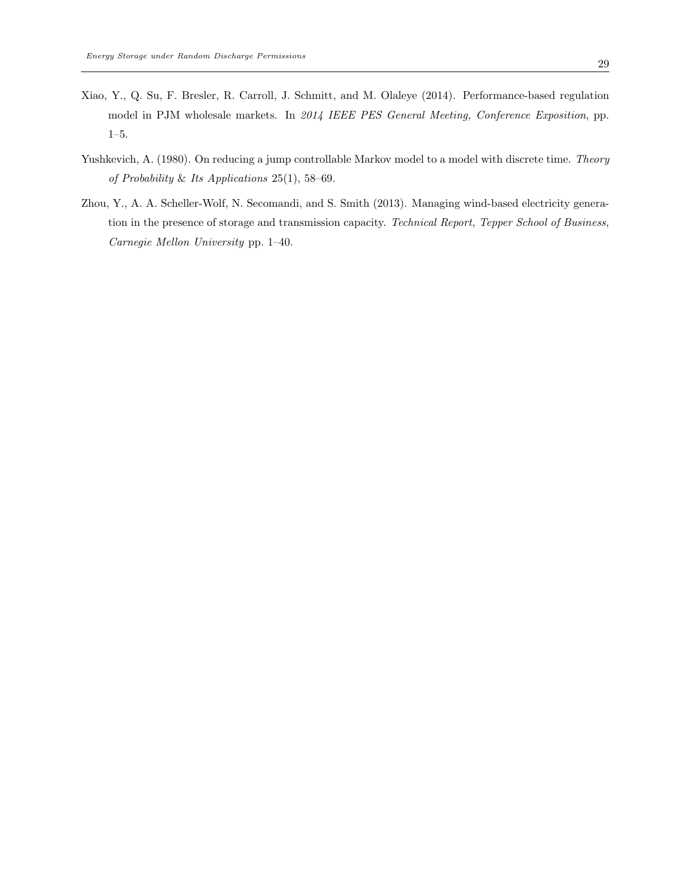Xiao, Y., Q. Su, F. Bresler, R. Carroll, J. Schmitt, and M. Olaleye (2014). Performance-based regulation model in PJM wholesale markets. In *2014 IEEE PES General Meeting, Conference Exposition*, pp. 1–5.

Yushkevich, A. (1980). On reducing a jump controllable Markov model to a model with discrete time. *Theory of Probability & Its Applications* 25(1), 58–69.

Zhou, Y., A. A. Scheller-Wolf, N. Secomandi, and S. Smith (2013). Managing wind-based electricity generation in the presence of storage and transmission capacity. *Technical Report, Tepper School of Business, Carnegie Mellon University* pp. 1–40.